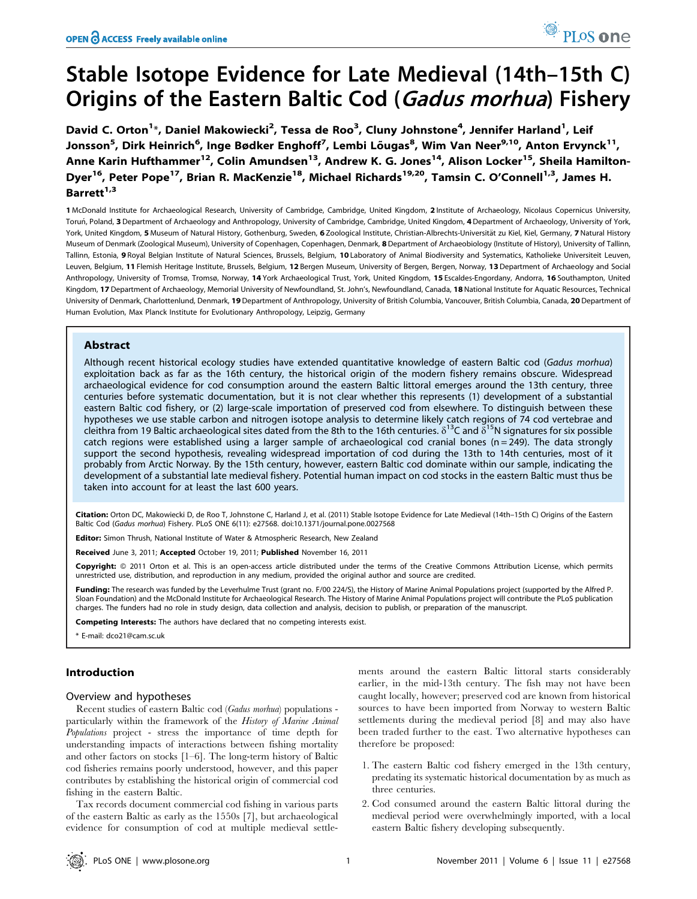# Stable Isotope Evidence for Late Medieval (14th–15th C) Origins of the Eastern Baltic Cod (*Gadus morhua*) Fishery

David C. Orton[1]*, Daniel Makowiecki[2], Tessa de Roo[3], Cluny Johnstone[4], Jennifer Harland[1], Leif Jonsson[5], Dirk Heinrich[6], Inge Bødker Enghoff[7], Lembi Lõugas[8], Wim Van Neer[9,10], Anton Ervynck[11], Anne Karin Hufthammer[12], Colin Amundsen[13], Andrew K. G. Jones[14], Alison Locker[15], Sheila Hamilton-Dyer[16], Peter Pope[17], Brian R. MacKenzie[18], Michael Richards[19,20], Tamsin C. O'Connell[1,3], James H. Barrett[1,3]

**1** McDonald Institute for Archaeological Research, University of Cambridge, Cambridge, United Kingdom, **2** Institute of Archaeology, Nicolaus Copernicus University, Toruń, Poland, **3** Department of Archaeology and Anthropology, University of Cambridge, Cambridge, United Kingdom, **4** Department of Archaeology, University of York, York, United Kingdom, **5** Museum of Natural History, Gothenburg, Sweden, **6** Zoological Institute, Christian-Albrechts-Universität zu Kiel, Kiel, Germany, **7** Natural History Museum of Denmark (Zoological Museum), University of Copenhagen, Copenhagen, Denmark, **8** Department of Archaeobiology (Institute of History), University of Tallinn, Tallinn, Estonia, **9** Royal Belgian Institute of Natural Sciences, Brussels, Belgium, **10** Laboratory of Animal Biodiversity and Systematics, Katholieke Universiteit Leuven, Leuven, Belgium, **11** Flemish Heritage Institute, Brussels, Belgium, **12** Bergen Museum, University of Bergen, Bergen, Norway, **13** Department of Archaeology and Social Anthropology, University of Tromsø, Tromsø, Norway, **14** York Archaeological Trust, York, United Kingdom, **15** Escaldes-Engordany, Andorra, **16** Southampton, United Kingdom, **17** Department of Archaeology, Memorial University of Newfoundland, St. John's, Newfoundland, Canada, **18** National Institute for Aquatic Resources, Technical University of Denmark, Charlottenlund, Denmark, **19** Department of Anthropology, University of British Columbia, Vancouver, British Columbia, Canada, **20** Department of Human Evolution, Max Planck Institute for Evolutionary Anthropology, Leipzig, Germany

## Abstract

Although recent historical ecology studies have extended quantitative knowledge of eastern Baltic cod (*Gadus morhua*) exploitation back as far as the 16th century, the historical origin of the modern fishery remains obscure. Widespread archaeological evidence for cod consumption around the eastern Baltic littoral emerges around the 13th century, three centuries before systematic documentation, but it is not clear whether this represents (1) development of a substantial eastern Baltic cod fishery, or (2) large-scale importation of preserved cod from elsewhere. To distinguish between these hypotheses we use stable carbon and nitrogen isotope analysis to determine likely catch regions of 74 cod vertebrae and cleithra from 19 Baltic archaeological sites dated from the 8th to the 16th centuries. $\delta^{13}C$ and $\delta^{15}N$ signatures for six possible catch regions were established using a larger sample of archaeological cod cranial bones ($n = 249$). The data strongly support the second hypothesis, revealing widespread importation of cod during the 13th to 14th centuries, most of it probably from Arctic Norway. By the 15th century, however, eastern Baltic cod dominate within our sample, indicating the development of a substantial late medieval fishery. Potential human impact on cod stocks in the eastern Baltic must thus be taken into account for at least the last 600 years.

**Citation:** Orton DC, Makowiecki D, de Roo T, Johnstone C, Harland J, et al. (2011) Stable Isotope Evidence for Late Medieval (14th–15th C) Origins of the Eastern Baltic Cod (*Gadus morhua*) Fishery. PLoS ONE 6(11): e27568. doi:10.1371/journal.pone.0027568

**Editor:** Simon Thrush, National Institute of Water & Atmospheric Research, New Zealand

**Received** June 3, 2011; **Accepted** October 19, 2011; **Published** November 16, 2011

**Copyright:** © 2011 Orton et al. This is an open-access article distributed under the terms of the Creative Commons Attribution License, which permits unrestricted use, distribution, and reproduction in any medium, provided the original author and source are credited.

**Funding:** The research was funded by the Leverhulme Trust (grant no. F/00 224/S), the History of Marine Animal Populations project (supported by the Alfred P. Sloan Foundation) and the McDonald Institute for Archaeological Research. The History of Marine Animal Populations project will contribute the PLoS publication charges. The funders had no role in study design, data collection and analysis, decision to publish, or preparation of the manuscript.

**Competing Interests:** The authors have declared that no competing interests exist.

\* E-mail: dco21@cam.sc.uk

## Introduction

### Overview and hypotheses

Recent studies of eastern Baltic cod (*Gadus morhua*) populations - particularly within the framework of the *History of Marine Animal Populations* project - stress the importance of time depth for understanding impacts of interactions between fishing mortality and other factors on stocks [1–6]. The long-term history of Baltic cod fisheries remains poorly understood, however, and this paper contributes by establishing the historical origin of commercial cod fishing in the eastern Baltic.

Tax records document commercial cod fishing in various parts of the eastern Baltic as early as the 1550s [7], but archaeological evidence for consumption of cod at multiple medieval settlements around the eastern Baltic littoral starts considerably earlier, in the mid-13th century. The fish may not have been caught locally, however; preserved cod are known from historical sources to have been imported from Norway to western Baltic settlements during the medieval period [8] and may also have been traded further to the east. Two alternative hypotheses can therefore be proposed:

1. The eastern Baltic cod fishery emerged in the 13th century, predating its systematic historical documentation by as much as three centuries.
2. Cod consumed around the eastern Baltic littoral during the medieval period were overwhelmingly imported, with a local eastern Baltic fishery developing subsequently.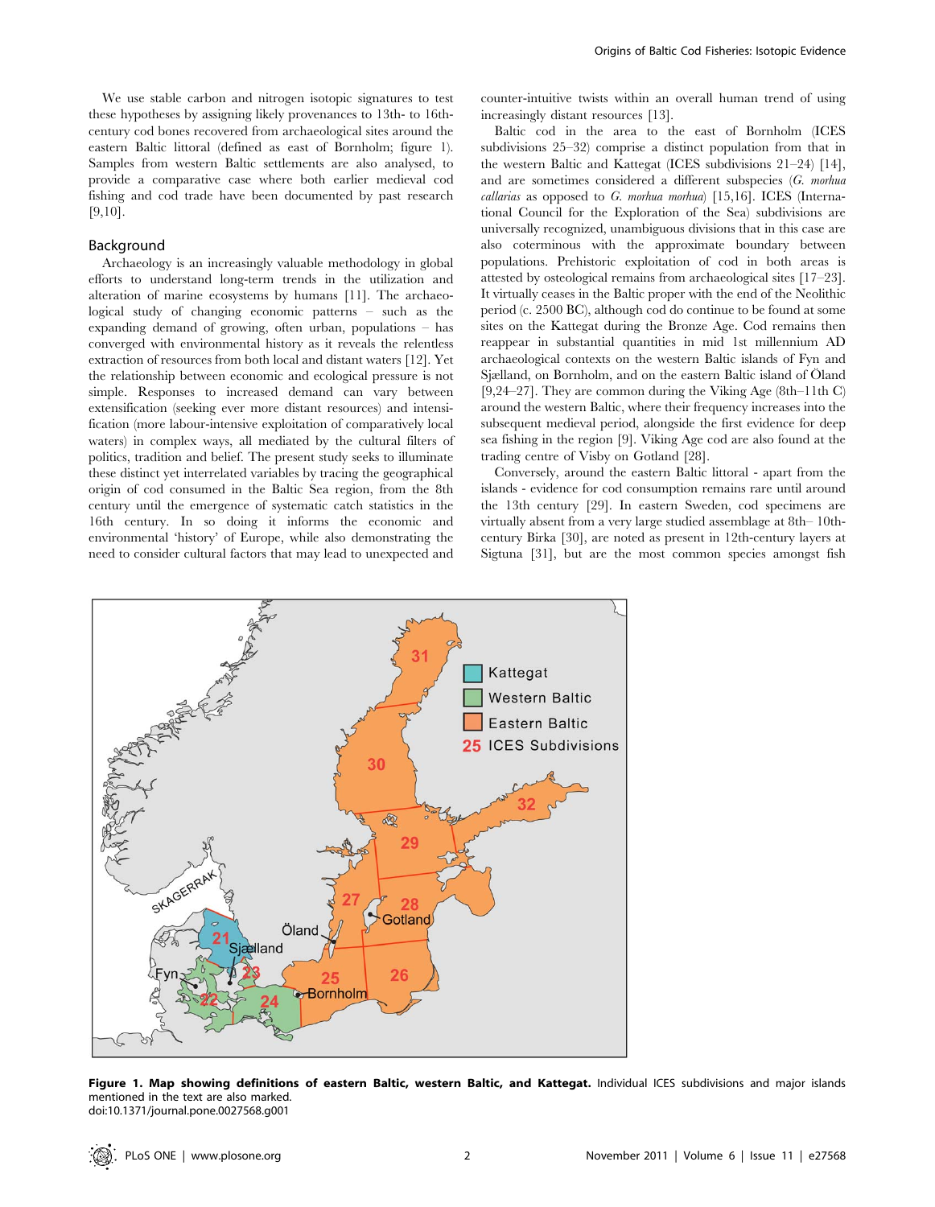We use stable carbon and nitrogen isotopic signatures to test these hypotheses by assigning likely provenances to 13th- to 16th-century cod bones recovered from archaeological sites around the eastern Baltic littoral (defined as east of Bornholm; figure 1). Samples from western Baltic settlements are also analysed, to provide a comparative case where both earlier medieval cod fishing and cod trade have been documented by past research [9,10].

## Background

Archaeology is an increasingly valuable methodology in global efforts to understand long-term trends in the utilization and alteration of marine ecosystems by humans [11]. The archaeological study of changing economic patterns – such as the expanding demand of growing, often urban, populations – has converged with environmental history as it reveals the relentless extraction of resources from both local and distant waters [12]. Yet the relationship between economic and ecological pressure is not simple. Responses to increased demand can vary between extensification (seeking ever more distant resources) and intensification (more labour-intensive exploitation of comparatively local waters) in complex ways, all mediated by the cultural filters of politics, tradition and belief. The present study seeks to illuminate these distinct yet interrelated variables by tracing the geographical origin of cod consumed in the Baltic Sea region, from the 8th century until the emergence of systematic catch statistics in the 16th century. In so doing it informs the economic and environmental 'history' of Europe, while also demonstrating the need to consider cultural factors that may lead to unexpected and counter-intuitive twists within an overall human trend of using increasingly distant resources [13].

Baltic cod in the area to the east of Bornholm (ICES subdivisions 25–32) comprise a distinct population from that in the western Baltic and Kattegat (ICES subdivisions 21–24) [14], and are sometimes considered a different subspecies (*G. morhua callarias* as opposed to *G. morhua morhua*) [15,16]. ICES (International Council for the Exploration of the Sea) subdivisions are universally recognized, unambiguous divisions that in this case are also coterminous with the approximate boundary between populations. Prehistoric exploitation of cod in both areas is attested by osteological remains from archaeological sites [17–23]. It virtually ceases in the Baltic proper with the end of the Neolithic period (c. 2500 BC), although cod do continue to be found at some sites on the Kattegat during the Bronze Age. Cod remains then reappear in substantial quantities in mid 1st millennium AD archaeological contexts on the western Baltic islands of Fyn and Sjælland, on Bornholm, and on the eastern Baltic island of Öland [9,24–27]. They are common during the Viking Age (8th–11th C) around the western Baltic, where their frequency increases into the subsequent medieval period, alongside the first evidence for deep sea fishing in the region [9]. Viking Age cod are also found at the trading centre of Visby on Gotland [28].

Conversely, around the eastern Baltic littoral - apart from the islands - evidence for cod consumption remains rare until around the 13th century [29]. In eastern Sweden, cod specimens are virtually absent from a very large studied assemblage at 8th– 10th-century Birka [30], are noted as present in 12th-century layers at Sigtuna [31], but are the most common species amongst fish

**Figure 1. Map showing definitions of eastern Baltic, western Baltic, and Kattegat.** Individual ICES subdivisions and major islands mentioned in the text are also marked.
doi:10.1371/journal.pone.0027568.g001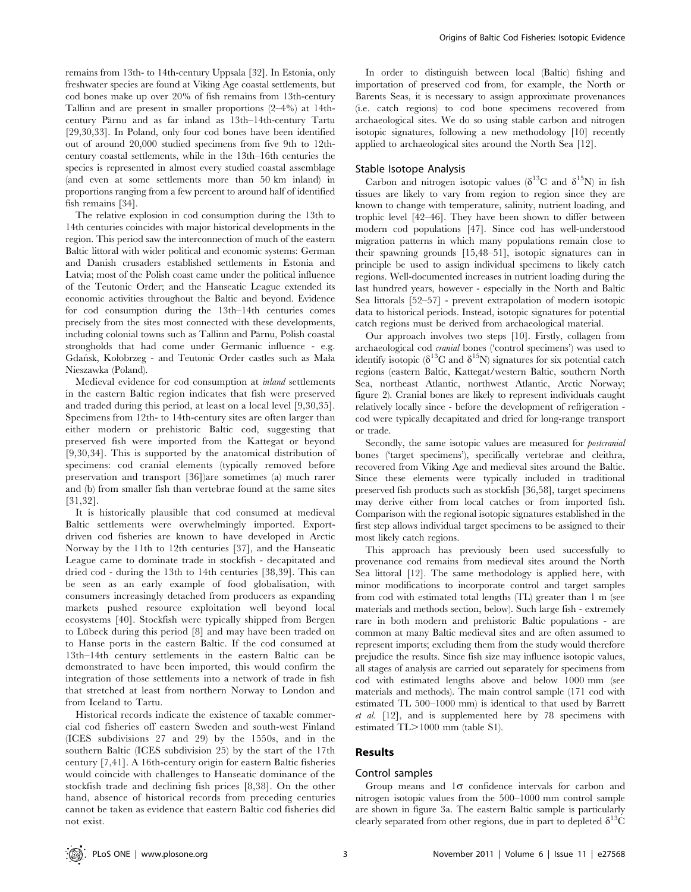remains from 13th- to 14th-century Uppsala [32]. In Estonia, only freshwater species are found at Viking Age coastal settlements, but cod bones make up over 20% of fish remains from 13th-century Tallinn and are present in smaller proportions (2–4%) at 14th-century Pärnu and as far inland as 13th–14th-century Tartu [29,30,33]. In Poland, only four cod bones have been identified out of around 20,000 studied specimens from five 9th to 12th-century coastal settlements, while in the 13th–16th centuries the species is represented in almost every studied coastal assemblage (and even at some settlements more than 50 km inland) in proportions ranging from a few percent to around half of identified fish remains [34].

The relative explosion in cod consumption during the 13th to 14th centuries coincides with major historical developments in the region. This period saw the interconnection of much of the eastern Baltic littoral with wider political and economic systems: German and Danish crusaders established settlements in Estonia and Latvia; most of the Polish coast came under the political influence of the Teutonic Order; and the Hanseatic League extended its economic activities throughout the Baltic and beyond. Evidence for cod consumption during the 13th–14th centuries comes precisely from the sites most connected with these developments, including colonial towns such as Tallinn and Pärnu, Polish coastal strongholds that had come under Germanic influence - e.g. Gdańsk, Kołobrzeg - and Teutonic Order castles such as Mała Nieszawka (Poland).

Medieval evidence for cod consumption at *inland* settlements in the eastern Baltic region indicates that fish were preserved and traded during this period, at least on a local level [9,30,35]. Specimens from 12th- to 14th-century sites are often larger than either modern or prehistoric Baltic cod, suggesting that preserved fish were imported from the Kattegat or beyond [9,30,34]. This is supported by the anatomical distribution of specimens: cod cranial elements (typically removed before preservation and transport [36])are sometimes (a) much rarer and (b) from smaller fish than vertebrae found at the same sites [31,32].

It is historically plausible that cod consumed at medieval Baltic settlements were overwhelmingly imported. Export-driven cod fisheries are known to have developed in Arctic Norway by the 11th to 12th centuries [37], and the Hanseatic League came to dominate trade in stockfish - decapitated and dried cod - during the 13th to 14th centuries [38,39]. This can be seen as an early example of food globalisation, with consumers increasingly detached from producers as expanding markets pushed resource exploitation well beyond local ecosystems [40]. Stockfish were typically shipped from Bergen to Lübeck during this period [8] and may have been traded on to Hanse ports in the eastern Baltic. If the cod consumed at 13th–14th century settlements in the eastern Baltic can be demonstrated to have been imported, this would confirm the integration of those settlements into a network of trade in fish that stretched at least from northern Norway to London and from Iceland to Tartu.

Historical records indicate the existence of taxable commercial cod fisheries off eastern Sweden and south-west Finland (ICES subdivisions 27 and 29) by the 1550s, and in the southern Baltic (ICES subdivision 25) by the start of the 17th century [7,41]. A 16th-century origin for eastern Baltic fisheries would coincide with challenges to Hanseatic dominance of the stockfish trade and declining fish prices [8,38]. On the other hand, absence of historical records from preceding centuries cannot be taken as evidence that eastern Baltic cod fisheries did not exist.

In order to distinguish between local (Baltic) fishing and importation of preserved cod from, for example, the North or Barents Seas, it is necessary to assign approximate provenances (i.e. catch regions) to cod bone specimens recovered from archaeological sites. We do so using stable carbon and nitrogen isotopic signatures, following a new methodology [10] recently applied to archaeological sites around the North Sea [12].

## Stable Isotope Analysis

Carbon and nitrogen isotopic values ($\delta^{13}C$ and $\delta^{15}N$) in fish tissues are likely to vary from region to region since they are known to change with temperature, salinity, nutrient loading, and trophic level [42–46]. They have been shown to differ between modern cod populations [47]. Since cod has well-understood migration patterns in which many populations remain close to their spawning grounds [15,48–51], isotopic signatures can in principle be used to assign individual specimens to likely catch regions. Well-documented increases in nutrient loading during the last hundred years, however - especially in the North and Baltic Sea littorals [52–57] - prevent extrapolation of modern isotopic data to historical periods. Instead, isotopic signatures for potential catch regions must be derived from archaeological material.

Our approach involves two steps [10]. Firstly, collagen from archaeological cod *cranial* bones ('control specimens') was used to identify isotopic ($\delta^{13}C$ and $\delta^{15}N$) signatures for six potential catch regions (eastern Baltic, Kattegat/western Baltic, southern North Sea, northeast Atlantic, northwest Atlantic, Arctic Norway; figure 2). Cranial bones are likely to represent individuals caught relatively locally since - before the development of refrigeration - cod were typically decapitated and dried for long-range transport or trade.

Secondly, the same isotopic values are measured for *postcranial* bones ('target specimens'), specifically vertebrae and cleithra, recovered from Viking Age and medieval sites around the Baltic. Since these elements were typically included in traditional preserved fish products such as stockfish [36,58], target specimens may derive either from local catches or from imported fish. Comparison with the regional isotopic signatures established in the first step allows individual target specimens to be assigned to their most likely catch regions.

This approach has previously been used successfully to provenance cod remains from medieval sites around the North Sea littoral [12]. The same methodology is applied here, with minor modifications to incorporate control and target samples from cod with estimated total lengths (TL) greater than 1 m (see materials and methods section, below). Such large fish - extremely rare in both modern and prehistoric Baltic populations - are common at many Baltic medieval sites and are often assumed to represent imports; excluding them from the study would therefore prejudice the results. Since fish size may influence isotopic values, all stages of analysis are carried out separately for specimens from cod with estimated lengths above and below 1000 mm (see materials and methods). The main control sample (171 cod with estimated TL 500–1000 mm) is identical to that used by Barrett *et al.* [12], and is supplemented here by 78 specimens with estimated TL>1000 mm (table S1).

# Results

## Control samples

Group means and $1\sigma$ confidence intervals for carbon and nitrogen isotopic values from the 500–1000 mm control sample are shown in figure 3a. The eastern Baltic sample is particularly clearly separated from other regions, due in part to depleted $\delta^{13}C$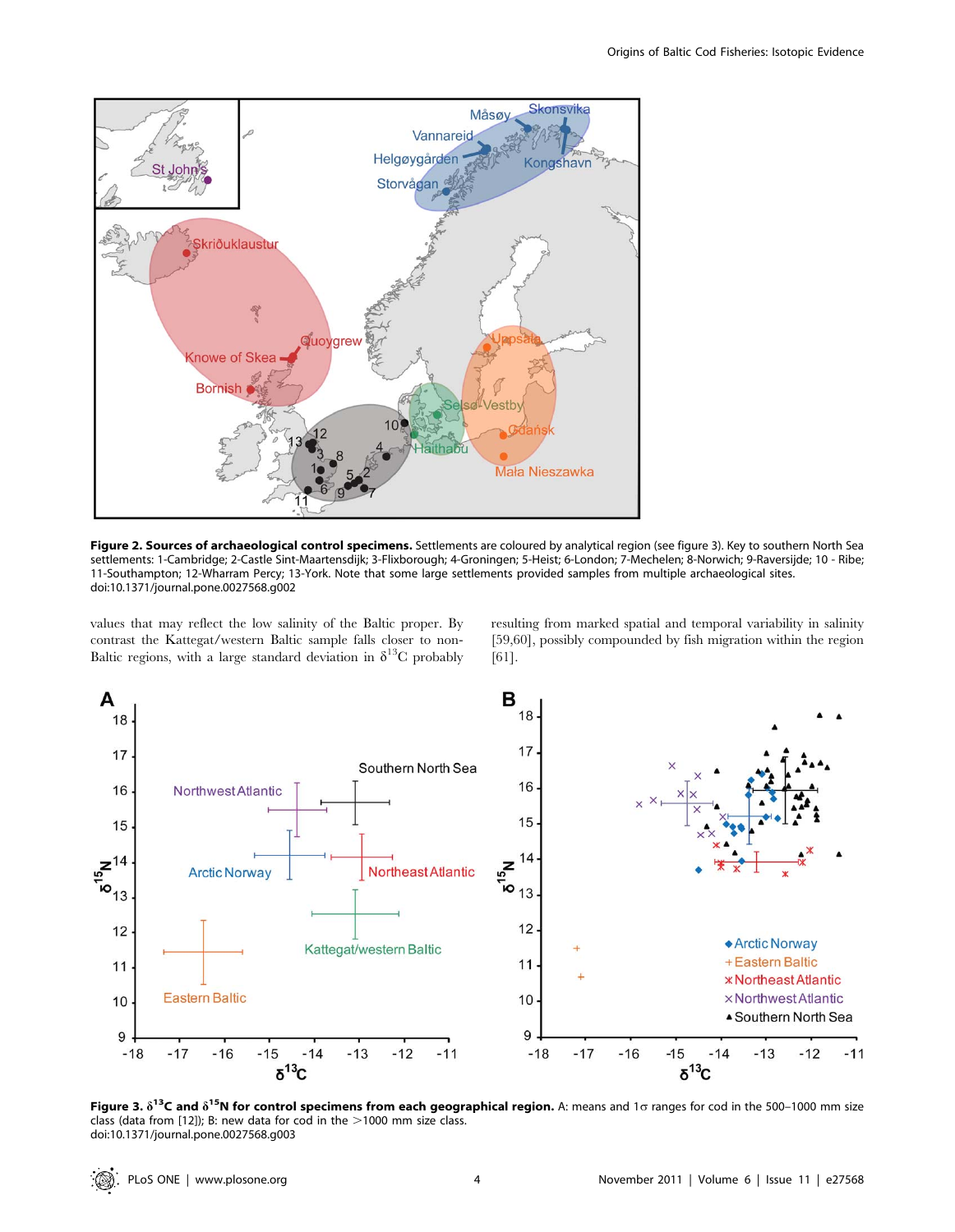**Figure 2. Sources of archaeological control specimens.** Settlements are coloured by analytical region (see figure 3). Key to southern North Sea settlements: 1-Cambridge; 2-Castle Sint-Maartensdijk; 3-Flixborough; 4-Groningen; 5-Heist; 6-London; 7-Mechelen; 8-Norwich; 9-Raversijde; 10 - Ribe; 11-Southampton; 12-Wharram Percy; 13-York. Note that some large settlements provided samples from multiple archaeological sites.
doi:10.1371/journal.pone.0027568.g002

values that may reflect the low salinity of the Baltic proper. By contrast the Kattegat/western Baltic sample falls closer to non-Baltic regions, with a large standard deviation in $\delta^{13}$C probably resulting from marked spatial and temporal variability in salinity [59,60], possibly compounded by fish migration within the region [61].

**Figure 3. $\delta^{13}$C and $\delta^{15}$N for control specimens from each geographical region.** A: means and 1σ ranges for cod in the 500–1000 mm size class (data from [12]); B: new data for cod in the >1000 mm size class.
doi:10.1371/journal.pone.0027568.g003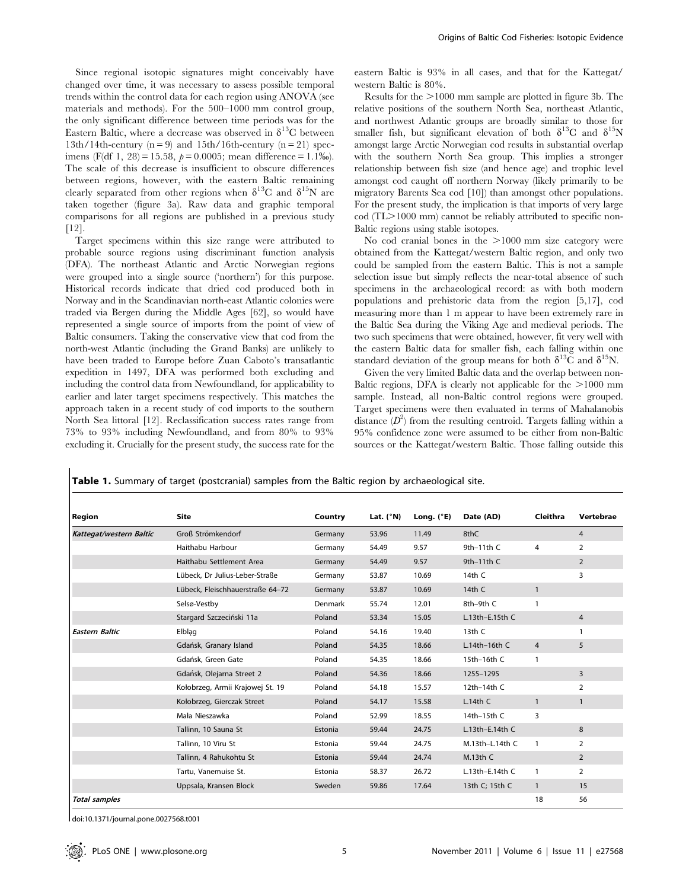Since regional isotopic signatures might conceivably have changed over time, it was necessary to assess possible temporal trends within the control data for each region using ANOVA (see materials and methods). For the 500–1000 mm control group, the only significant difference between time periods was for the Eastern Baltic, where a decrease was observed in $\delta^{13}C$ between 13th/14th-century (n = 9) and 15th/16th-century (n = 21) specimens ($F_{(df\ 1,\ 28)} = 15.58$, $p = 0.0005$; mean difference = 1.1‰). The scale of this decrease is insufficient to obscure differences between regions, however, with the eastern Baltic remaining clearly separated from other regions when $\delta^{13}C$ and $\delta^{15}N$ are taken together (figure 3a). Raw data and graphic temporal comparisons for all regions are published in a previous study [12].

Target specimens within this size range were attributed to probable source regions using discriminant function analysis (DFA). The northeast Atlantic and Arctic Norwegian regions were grouped into a single source ('northern') for this purpose. Historical records indicate that dried cod produced both in Norway and in the Scandinavian north-east Atlantic colonies were traded via Bergen during the Middle Ages [62], so would have represented a single source of imports from the point of view of Baltic consumers. Taking the conservative view that cod from the north-west Atlantic (including the Grand Banks) are unlikely to have been traded to Europe before Zuan Caboto's transatlantic expedition in 1497, DFA was performed both excluding and including the control data from Newfoundland, for applicability to earlier and later target specimens respectively. This matches the approach taken in a recent study of cod imports to the southern North Sea littoral [12]. Reclassification success rates range from 73% to 93% including Newfoundland, and from 80% to 93% excluding it. Crucially for the present study, the success rate for the eastern Baltic is 93% in all cases, and that for the Kattegat/western Baltic is 80%.

Results for the >1000 mm sample are plotted in figure 3b. The relative positions of the southern North Sea, northeast Atlantic, and northwest Atlantic groups are broadly similar to those for smaller fish, but significant elevation of both $\delta^{13}C$ and $\delta^{15}N$ amongst large Arctic Norwegian cod results in substantial overlap with the southern North Sea group. This implies a stronger relationship between fish size (and hence age) and trophic level amongst cod caught off northern Norway (likely primarily to be migratory Barents Sea cod [10]) than amongst other populations. For the present study, the implication is that imports of very large cod (TL>1000 mm) cannot be reliably attributed to specific non-Baltic regions using stable isotopes.

No cod cranial bones in the >1000 mm size category were obtained from the Kattegat/western Baltic region, and only two could be sampled from the eastern Baltic. This is not a sample selection issue but simply reflects the near-total absence of such specimens in the archaeological record: as with both modern populations and prehistoric data from the region [5,17], cod measuring more than 1 m appear to have been extremely rare in the Baltic Sea during the Viking Age and medieval periods. The two such specimens that were obtained, however, fit very well with the eastern Baltic data for smaller fish, each falling within one standard deviation of the group means for both $\delta^{13}C$ and $\delta^{15}N$.

Given the very limited Baltic data and the overlap between non-Baltic regions, DFA is clearly not applicable for the >1000 mm sample. Instead, all non-Baltic control regions were grouped. Target specimens were then evaluated in terms of Mahalanobis distance ($D^2$) from the resulting centroid. Targets falling within a 95% confidence zone were assumed to be either from non-Baltic sources or the Kattegat/western Baltic. Those falling outside this

**Table 1.** Summary of target (postcranial) samples from the Baltic region by archaeological site.

| Region | Site | Country | Lat. (°N) | Long. (°E) | Date (AD) | Cleithra | Vertebrae |
|---|---|---|---|---|---|---|---|
| *Kattegat/western Baltic* | Groß Strömkendorf | Germany | 53.96 | 11.49 | 8thC | | 4 |
| | Haithabu Harbour | Germany | 54.49 | 9.57 | 9th–11th C | 4 | 2 |
| | Haithabu Settlement Area | Germany | 54.49 | 9.57 | 9th–11th C | | 2 |
| | Lübeck, Dr Julius-Leber-Straße | Germany | 53.87 | 10.69 | 14th C | | 3 |
| | Lübeck, Fleischhauerstraße 64–72 | Germany | 53.87 | 10.69 | 14th C | 1 | |
| | Selsø-Vestby | Denmark | 55.74 | 12.01 | 8th–9th C | 1 | |
| | Stargard Szczeciński 11a | Poland | 53.34 | 15.05 | L.13th–E.15th C | | 4 |
| *Eastern Baltic* | Elbląg | Poland | 54.16 | 19.40 | 13th C | | 1 |
| | Gdańsk, Granary Island | Poland | 54.35 | 18.66 | L.14th–16th C | 4 | 5 |
| | Gdańsk, Green Gate | Poland | 54.35 | 18.66 | 15th–16th C | 1 | |
| | Gdańsk, Olejarna Street 2 | Poland | 54.36 | 18.66 | 1255–1295 | | 3 |
| | Kołobrzeg, Armii Krajowej St. 19 | Poland | 54.18 | 15.57 | 12th–14th C | | 2 |
| | Kołobrzeg, Gierczak Street | Poland | 54.17 | 15.58 | L.14th C | 1 | 1 |
| | Mała Nieszawka | Poland | 52.99 | 18.55 | 14th–15th C | 3 | |
| | Tallinn, 10 Sauna St | Estonia | 59.44 | 24.75 | L.13th–E.14th C | | 8 |
| | Tallinn, 10 Viru St | Estonia | 59.44 | 24.75 | M.13th–L.14th C | 1 | 2 |
| | Tallinn, 4 Rahukohtu St | Estonia | 59.44 | 24.74 | M.13th C | | 2 |
| | Tartu, Vanemuise St. | Estonia | 58.37 | 26.72 | L.13th–E.14th C | 1 | 2 |
| | Uppsala, Kransen Block | Sweden | 59.86 | 17.64 | 13th C; 15th C | 1 | 15 |
| *Total samples* | | | | | | 18 | 56 |

doi:10.1371/journal.pone.0027568.t001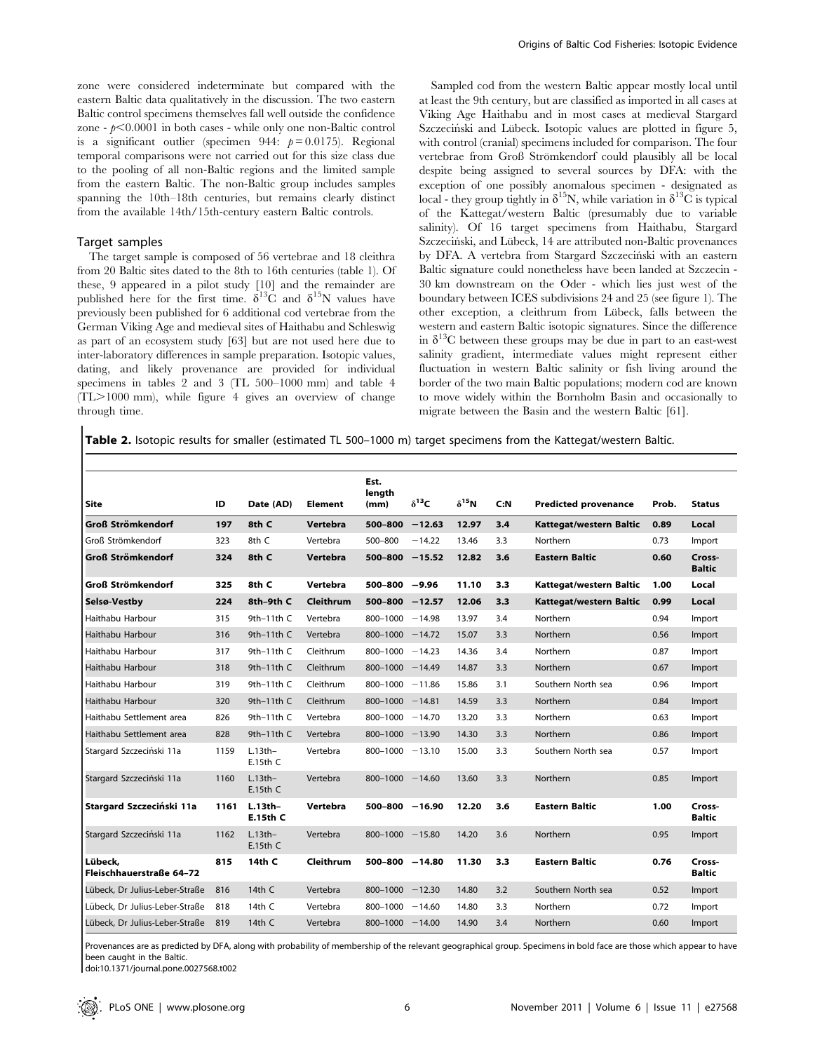zone were considered indeterminate but compared with the eastern Baltic data qualitatively in the discussion. The two eastern Baltic control specimens themselves fall well outside the confidence zone - $p<0.0001$ in both cases - while only one non-Baltic control is a significant outlier (specimen 944: $p=0.0175$). Regional temporal comparisons were not carried out for this size class due to the pooling of all non-Baltic regions and the limited sample from the eastern Baltic. The non-Baltic group includes samples spanning the 10th–18th centuries, but remains clearly distinct from the available 14th/15th-century eastern Baltic controls.

### Target samples

The target sample is composed of 56 vertebrae and 18 cleithra from 20 Baltic sites dated to the 8th to 16th centuries (table 1). Of these, 9 appeared in a pilot study [10] and the remainder are published here for the first time. $\delta^{13}$C and $\delta^{15}$N values have previously been published for 6 additional cod vertebrae from the German Viking Age and medieval sites of Haithabu and Schleswig as part of an ecosystem study [63] but are not used here due to inter-laboratory differences in sample preparation. Isotopic values, dating, and likely provenance are provided for individual specimens in tables 2 and 3 (TL 500–1000 mm) and table 4 (TL>1000 mm), while figure 4 gives an overview of change through time.

Sampled cod from the western Baltic appear mostly local until at least the 9th century, but are classified as imported in all cases at Viking Age Haithabu and in most cases at medieval Stargard Szczeciński and Lübeck. Isotopic values are plotted in figure 5, with control (cranial) specimens included for comparison. The four vertebrae from Groß Strömkendorf could plausibly all be local despite being assigned to several sources by DFA: with the exception of one possibly anomalous specimen - designated as local - they group tightly in $\delta^{15}$N, while variation in $\delta^{13}$C is typical of the Kattegat/western Baltic (presumably due to variable salinity). Of 16 target specimens from Haithabu, Stargard Szczeciński, and Lübeck, 14 are attributed non-Baltic provenances by DFA. A vertebra from Stargard Szczeciński with an eastern Baltic signature could nonetheless have been landed at Szczecin - 30 km downstream on the Oder - which lies just west of the boundary between ICES subdivisions 24 and 25 (see figure 1). The other exception, a cleithrum from Lübeck, falls between the western and eastern Baltic isotopic signatures. Since the difference in $\delta^{13}$C between these groups may be due in part to an east-west salinity gradient, intermediate values might represent either fluctuation in western Baltic salinity or fish living around the border of the two main Baltic populations; modern cod are known to move widely within the Bornholm Basin and occasionally to migrate between the Basin and the western Baltic [61].

**Table 2.** Isotopic results for smaller (estimated TL 500–1000 m) target specimens from the Kattegat/western Baltic.

| Site | ID | Date (AD) | Element | Est. length (mm) | $\delta^{13}$C | $\delta^{15}$N | C:N | Predicted provenance | Prob. | Status |
|---|---|---|---|---|---|---|---|---|---|---|
| **Groß Strömkendorf** | **197** | **8th C** | **Vertebra** | **500–800** | **−12.63** | **12.97** | **3.4** | **Kattegat/western Baltic** | **0.89** | **Local** |
| Groß Strömkendorf | 323 | 8th C | Vertebra | 500–800 | −14.22 | 13.46 | 3.3 | Northern | 0.73 | Import |
| **Groß Strömkendorf** | **324** | **8th C** | **Vertebra** | **500–800** | **−15.52** | **12.82** | **3.6** | **Eastern Baltic** | **0.60** | **Cross-Baltic** |
| **Groß Strömkendorf** | **325** | **8th C** | **Vertebra** | **500–800** | **−9.96** | **11.10** | **3.3** | **Kattegat/western Baltic** | **1.00** | **Local** |
| **Selsø-Vestby** | **224** | **8th–9th C** | **Cleithrum** | **500–800** | **−12.57** | **12.06** | **3.3** | **Kattegat/western Baltic** | **0.99** | **Local** |
| Haithabu Harbour | 315 | 9th–11th C | Vertebra | 800–1000 | −14.98 | 13.97 | 3.4 | Northern | 0.94 | Import |
| Haithabu Harbour | 316 | 9th–11th C | Vertebra | 800–1000 | −14.72 | 15.07 | 3.3 | Northern | 0.56 | Import |
| Haithabu Harbour | 317 | 9th–11th C | Cleithrum | 800–1000 | −14.23 | 14.36 | 3.4 | Northern | 0.87 | Import |
| Haithabu Harbour | 318 | 9th–11th C | Cleithrum | 800–1000 | −14.49 | 14.87 | 3.3 | Northern | 0.67 | Import |
| Haithabu Harbour | 319 | 9th–11th C | Cleithrum | 800–1000 | −11.86 | 15.86 | 3.1 | Southern North sea | 0.96 | Import |
| Haithabu Harbour | 320 | 9th–11th C | Cleithrum | 800–1000 | −14.81 | 14.59 | 3.3 | Northern | 0.84 | Import |
| Haithabu Settlement area | 826 | 9th–11th C | Vertebra | 800–1000 | −14.70 | 13.20 | 3.3 | Northern | 0.63 | Import |
| Haithabu Settlement area | 828 | 9th–11th C | Vertebra | 800–1000 | −13.90 | 14.30 | 3.3 | Northern | 0.86 | Import |
| Stargard Szczeciński 11a | 1159 | L.13th–E.15th C | Vertebra | 800–1000 | −13.10 | 15.00 | 3.3 | Southern North sea | 0.57 | Import |
| Stargard Szczeciński 11a | 1160 | L.13th–E.15th C | Vertebra | 800–1000 | −14.60 | 13.60 | 3.3 | Northern | 0.85 | Import |
| **Stargard Szczeciński 11a** | **1161** | **L.13th–E.15th C** | **Vertebra** | **500–800** | **−16.90** | **12.20** | **3.6** | **Eastern Baltic** | **1.00** | **Cross-Baltic** |
| Stargard Szczeciński 11a | 1162 | L.13th–E.15th C | Vertebra | 800–1000 | −15.80 | 14.20 | 3.6 | Northern | 0.95 | Import |
| **Lübeck, Fleischhauerstraße 64–72** | **815** | **14th C** | **Cleithrum** | **500–800** | **−14.80** | **11.30** | **3.3** | **Eastern Baltic** | **0.76** | **Cross-Baltic** |
| Lübeck, Dr Julius-Leber-Straße | 816 | 14th C | Vertebra | 800–1000 | −12.30 | 14.80 | 3.2 | Southern North sea | 0.52 | Import |
| Lübeck, Dr Julius-Leber-Straße | 818 | 14th C | Vertebra | 800–1000 | −14.60 | 14.80 | 3.3 | Northern | 0.72 | Import |
| Lübeck, Dr Julius-Leber-Straße | 819 | 14th C | Vertebra | 800–1000 | −14.00 | 14.90 | 3.4 | Northern | 0.60 | Import |

Provenances are as predicted by DFA, along with probability of membership of the relevant geographical group. Specimens in bold face are those which appear to have been caught in the Baltic.

doi:10.1371/journal.pone.0027568.t002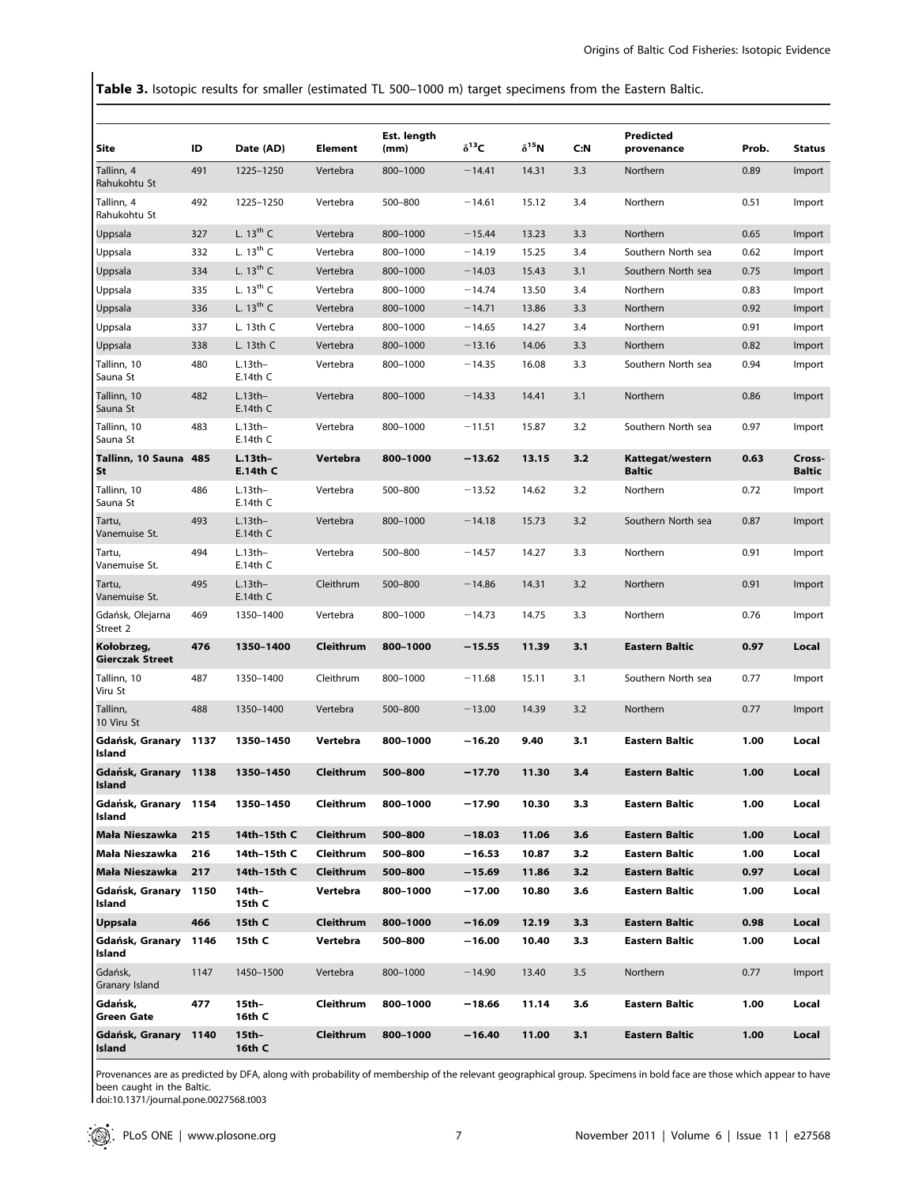**Table 3.** Isotopic results for smaller (estimated TL 500–1000 m) target specimens from the Eastern Baltic.

| Site | ID | Date (AD) | Element | Est. length (mm) | $\delta^{13}$C | $\delta^{15}$N | C:N | Predicted provenance | Prob. | Status |
|---|---|---|---|---|---|---|---|---|---|---|
| Tallinn, 4 Rahukohtu St | 491 | 1225–1250 | Vertebra | 800–1000 | −14.41 | 14.31 | 3.3 | Northern | 0.89 | Import |
| Tallinn, 4 Rahukohtu St | 492 | 1225–1250 | Vertebra | 500–800 | −14.61 | 15.12 | 3.4 | Northern | 0.51 | Import |
| Uppsala | 327 | L. 13th C | Vertebra | 800–1000 | −15.44 | 13.23 | 3.3 | Northern | 0.65 | Import |
| Uppsala | 332 | L. 13th C | Vertebra | 800–1000 | −14.19 | 15.25 | 3.4 | Southern North sea | 0.62 | Import |
| Uppsala | 334 | L. 13th C | Vertebra | 800–1000 | −14.03 | 15.43 | 3.1 | Southern North sea | 0.75 | Import |
| Uppsala | 335 | L. 13th C | Vertebra | 800–1000 | −14.74 | 13.50 | 3.4 | Northern | 0.83 | Import |
| Uppsala | 336 | L. 13th C | Vertebra | 800–1000 | −14.71 | 13.86 | 3.3 | Northern | 0.92 | Import |
| Uppsala | 337 | L. 13th C | Vertebra | 800–1000 | −14.65 | 14.27 | 3.4 | Northern | 0.91 | Import |
| Uppsala | 338 | L. 13th C | Vertebra | 800–1000 | −13.16 | 14.06 | 3.3 | Northern | 0.82 | Import |
| Tallinn, 10 Sauna St | 480 | L.13th–E.14th C | Vertebra | 800–1000 | −14.35 | 16.08 | 3.3 | Southern North sea | 0.94 | Import |
| Tallinn, 10 Sauna St | 482 | L.13th–E.14th C | Vertebra | 800–1000 | −14.33 | 14.41 | 3.1 | Northern | 0.86 | Import |
| Tallinn, 10 Sauna St | 483 | L.13th–E.14th C | Vertebra | 800–1000 | −11.51 | 15.87 | 3.2 | Southern North sea | 0.97 | Import |
| **Tallinn, 10 Sauna St** | **485** | **L.13th–E.14th C** | **Vertebra** | **800–1000** | **−13.62** | **13.15** | **3.2** | **Kattegat/western Baltic** | **0.63** | **Cross-Baltic** |
| Tallinn, 10 Sauna St | 486 | L.13th–E.14th C | Vertebra | 500–800 | −13.52 | 14.62 | 3.2 | Northern | 0.72 | Import |
| Tartu, Vanemuise St. | 493 | L.13th–E.14th C | Vertebra | 800–1000 | −14.18 | 15.73 | 3.2 | Southern North sea | 0.87 | Import |
| Tartu, Vanemuise St. | 494 | L.13th–E.14th C | Vertebra | 500–800 | −14.57 | 14.27 | 3.3 | Northern | 0.91 | Import |
| Tartu, Vanemuise St. | 495 | L.13th–E.14th C | Cleithrum | 500–800 | −14.86 | 14.31 | 3.2 | Northern | 0.91 | Import |
| Gdańsk, Olejarna Street 2 | 469 | 1350–1400 | Vertebra | 800–1000 | −14.73 | 14.75 | 3.3 | Northern | 0.76 | Import |
| **Kołobrzeg, Gierczak Street** | **476** | **1350–1400** | **Cleithrum** | **800–1000** | **−15.55** | **11.39** | **3.1** | **Eastern Baltic** | **0.97** | **Local** |
| Tallinn, 10 Viru St | 487 | 1350–1400 | Cleithrum | 800–1000 | −11.68 | 15.11 | 3.1 | Southern North sea | 0.77 | Import |
| Tallinn, 10 Viru St | 488 | 1350–1400 | Vertebra | 500–800 | −13.00 | 14.39 | 3.2 | Northern | 0.77 | Import |
| **Gdańsk, Granary Island** | **1137** | **1350–1450** | **Vertebra** | **800–1000** | **−16.20** | **9.40** | **3.1** | **Eastern Baltic** | **1.00** | **Local** |
| **Gdańsk, Granary Island** | **1138** | **1350–1450** | **Cleithrum** | **500–800** | **−17.70** | **11.30** | **3.4** | **Eastern Baltic** | **1.00** | **Local** |
| **Gdańsk, Granary Island** | **1154** | **1350–1450** | **Cleithrum** | **800–1000** | **−17.90** | **10.30** | **3.3** | **Eastern Baltic** | **1.00** | **Local** |
| **Mała Nieszawka** | **215** | **14th–15th C** | **Cleithrum** | **500–800** | **−18.03** | **11.06** | **3.6** | **Eastern Baltic** | **1.00** | **Local** |
| **Mała Nieszawka** | **216** | **14th–15th C** | **Cleithrum** | **500–800** | **−16.53** | **10.87** | **3.2** | **Eastern Baltic** | **1.00** | **Local** |
| **Mała Nieszawka** | **217** | **14th–15th C** | **Cleithrum** | **500–800** | **−15.69** | **11.86** | **3.2** | **Eastern Baltic** | **0.97** | **Local** |
| **Gdańsk, Granary Island** | **1150** | **14th–15th C** | **Vertebra** | **800–1000** | **−17.00** | **10.80** | **3.6** | **Eastern Baltic** | **1.00** | **Local** |
| **Uppsala** | **466** | **15th C** | **Cleithrum** | **800–1000** | **−16.09** | **12.19** | **3.3** | **Eastern Baltic** | **0.98** | **Local** |
| **Gdańsk, Granary Island** | **1146** | **15th C** | **Vertebra** | **500–800** | **−16.00** | **10.40** | **3.3** | **Eastern Baltic** | **1.00** | **Local** |
| Gdańsk, Granary Island | 1147 | 1450–1500 | Vertebra | 800–1000 | −14.90 | 13.40 | 3.5 | Northern | 0.77 | Import |
| **Gdańsk, Green Gate** | **477** | **15th–16th C** | **Cleithrum** | **800–1000** | **−18.66** | **11.14** | **3.6** | **Eastern Baltic** | **1.00** | **Local** |
| **Gdańsk, Granary Island** | **1140** | **15th–16th C** | **Cleithrum** | **800–1000** | **−16.40** | **11.00** | **3.1** | **Eastern Baltic** | **1.00** | **Local** |

Provenances are as predicted by DFA, along with probability of membership of the relevant geographical group. Specimens in bold face are those which appear to have been caught in the Baltic.

doi:10.1371/journal.pone.0027568.t003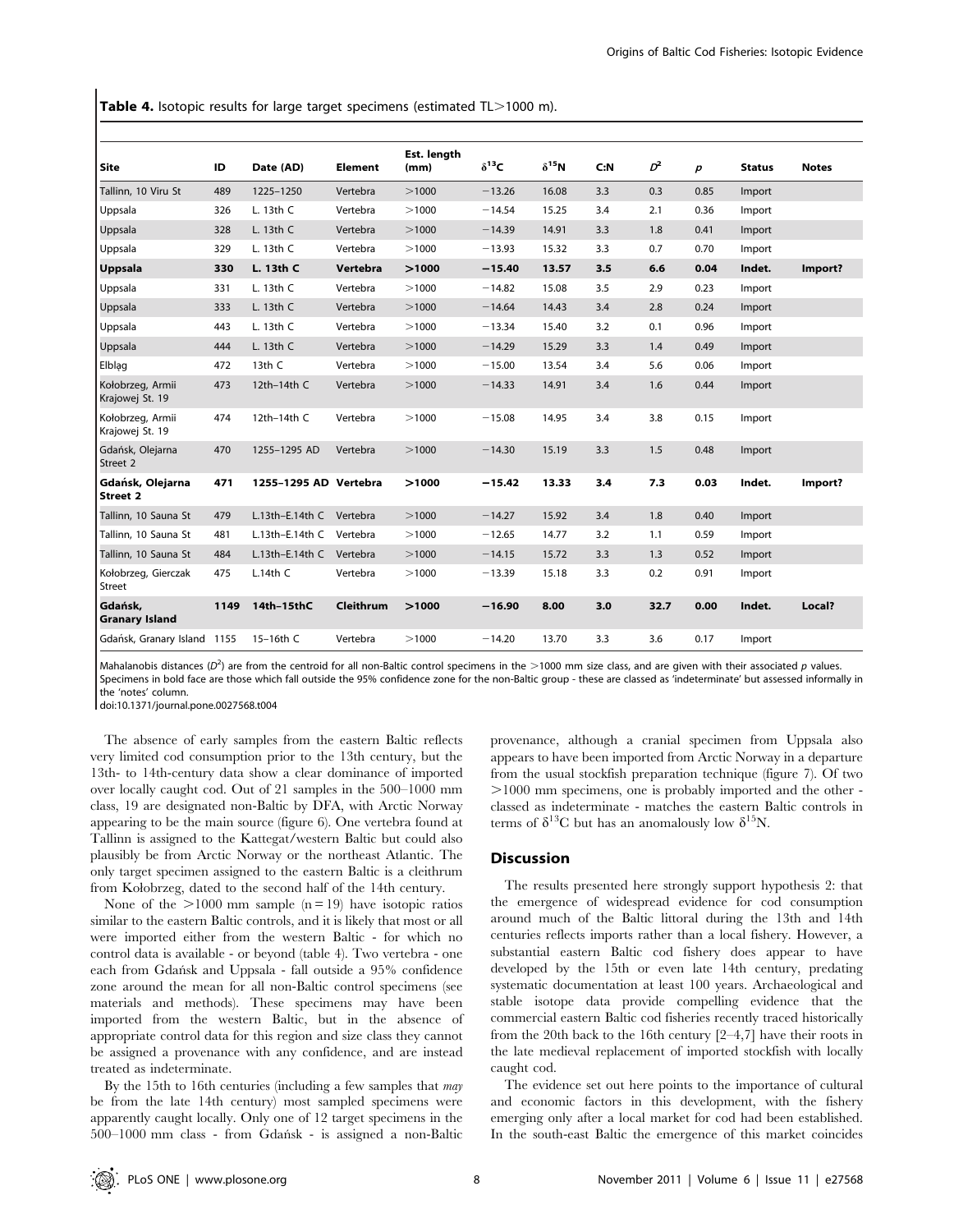**Table 4.** Isotopic results for large target specimens (estimated TL>1000 m).

| Site | ID | Date (AD) | Element | Est. length (mm) | $\delta^{13}$C | $\delta^{15}$N | C:N | $D^2$ | $p$ | Status | Notes |
|---|---|---|---|---|---|---|---|---|---|---|---|
| Tallinn, 10 Viru St | 489 | 1225–1250 | Vertebra | >1000 | −13.26 | 16.08 | 3.3 | 0.3 | 0.85 | Import | |
| Uppsala | 326 | L. 13th C | Vertebra | >1000 | −14.54 | 15.25 | 3.4 | 2.1 | 0.36 | Import | |
| Uppsala | 328 | L. 13th C | Vertebra | >1000 | −14.39 | 14.91 | 3.3 | 1.8 | 0.41 | Import | |
| Uppsala | 329 | L. 13th C | Vertebra | >1000 | −13.93 | 15.32 | 3.3 | 0.7 | 0.70 | Import | |
| **Uppsala** | **330** | **L. 13th C** | **Vertebra** | **>1000** | **−15.40** | **13.57** | **3.5** | **6.6** | **0.04** | **Indet.** | **Import?** |
| Uppsala | 331 | L. 13th C | Vertebra | >1000 | −14.82 | 15.08 | 3.5 | 2.9 | 0.23 | Import | |
| Uppsala | 333 | L. 13th C | Vertebra | >1000 | −14.64 | 14.43 | 3.4 | 2.8 | 0.24 | Import | |
| Uppsala | 443 | L. 13th C | Vertebra | >1000 | −13.34 | 15.40 | 3.2 | 0.1 | 0.96 | Import | |
| Uppsala | 444 | L. 13th C | Vertebra | >1000 | −14.29 | 15.29 | 3.3 | 1.4 | 0.49 | Import | |
| Elbląg | 472 | 13th C | Vertebra | >1000 | −15.00 | 13.54 | 3.4 | 5.6 | 0.06 | Import | |
| Kołobrzeg, Armii Krajowej St. 19 | 473 | 12th–14th C | Vertebra | >1000 | −14.33 | 14.91 | 3.4 | 1.6 | 0.44 | Import | |
| Kołobrzeg, Armii Krajowej St. 19 | 474 | 12th–14th C | Vertebra | >1000 | −15.08 | 14.95 | 3.4 | 3.8 | 0.15 | Import | |
| Gdańsk, Olejarna Street 2 | 470 | 1255–1295 AD | Vertebra | >1000 | −14.30 | 15.19 | 3.3 | 1.5 | 0.48 | Import | |
| **Gdańsk, Olejarna Street 2** | **471** | **1255–1295 AD** | **Vertebra** | **>1000** | **−15.42** | **13.33** | **3.4** | **7.3** | **0.03** | **Indet.** | **Import?** |
| Tallinn, 10 Sauna St | 479 | L.13th–E.14th C | Vertebra | >1000 | −14.27 | 15.92 | 3.4 | 1.8 | 0.40 | Import | |
| Tallinn, 10 Sauna St | 481 | L.13th–E.14th C | Vertebra | >1000 | −12.65 | 14.77 | 3.2 | 1.1 | 0.59 | Import | |
| Tallinn, 10 Sauna St | 484 | L.13th–E.14th C | Vertebra | >1000 | −14.15 | 15.72 | 3.3 | 1.3 | 0.52 | Import | |
| Kołobrzeg, Gierczak Street | 475 | L.14th C | Vertebra | >1000 | −13.39 | 15.18 | 3.3 | 0.2 | 0.91 | Import | |
| **Gdańsk, Granary Island** | **1149** | **14th–15thC** | **Cleithrum** | **>1000** | **−16.90** | **8.00** | **3.0** | **32.7** | **0.00** | **Indet.** | **Local?** |
| Gdańsk, Granary Island | 1155 | 15–16th C | Vertebra | >1000 | −14.20 | 13.70 | 3.3 | 3.6 | 0.17 | Import | |

Mahalanobis distances ($D^2$) are from the centroid for all non-Baltic control specimens in the >1000 mm size class, and are given with their associated $p$ values. Specimens in bold face are those which fall outside the 95% confidence zone for the non-Baltic group - these are classed as 'indeterminate' but assessed informally in the 'notes' column.

doi:10.1371/journal.pone.0027568.t004

The absence of early samples from the eastern Baltic reflects very limited cod consumption prior to the 13th century, but the 13th- to 14th-century data show a clear dominance of imported over locally caught cod. Out of 21 samples in the 500–1000 mm class, 19 are designated non-Baltic by DFA, with Arctic Norway appearing to be the main source (figure 6). One vertebra found at Tallinn is assigned to the Kattegat/western Baltic but could also plausibly be from Arctic Norway or the northeast Atlantic. The only target specimen assigned to the eastern Baltic is a cleithrum from Kołobrzeg, dated to the second half of the 14th century.

None of the >1000 mm sample (n = 19) have isotopic ratios similar to the eastern Baltic controls, and it is likely that most or all were imported either from the western Baltic - for which no control data is available - or beyond (table 4). Two vertebra - one each from Gdańsk and Uppsala - fall outside a 95% confidence zone around the mean for all non-Baltic control specimens (see materials and methods). These specimens may have been imported from the western Baltic, but in the absence of appropriate control data for this region and size class they cannot be assigned a provenance with any confidence, and are instead treated as indeterminate.

By the 15th to 16th centuries (including a few samples that *may* be from the late 14th century) most sampled specimens were apparently caught locally. Only one of 12 target specimens in the 500–1000 mm class - from Gdańsk - is assigned a non-Baltic provenance, although a cranial specimen from Uppsala also appears to have been imported from Arctic Norway in a departure from the usual stockfish preparation technique (figure 7). Of two >1000 mm specimens, one is probably imported and the other - classed as indeterminate - matches the eastern Baltic controls in terms of $\delta^{13}$C but has an anomalously low $\delta^{15}$N.

## Discussion

The results presented here strongly support hypothesis 2: that the emergence of widespread evidence for cod consumption around much of the Baltic littoral during the 13th and 14th centuries reflects imports rather than a local fishery. However, a substantial eastern Baltic cod fishery does appear to have developed by the 15th or even late 14th century, predating systematic documentation at least 100 years. Archaeological and stable isotope data provide compelling evidence that the commercial eastern Baltic cod fisheries recently traced historically from the 20th back to the 16th century [2–4,7] have their roots in the late medieval replacement of imported stockfish with locally caught cod.

The evidence set out here points to the importance of cultural and economic factors in this development, with the fishery emerging only after a local market for cod had been established. In the south-east Baltic the emergence of this market coincides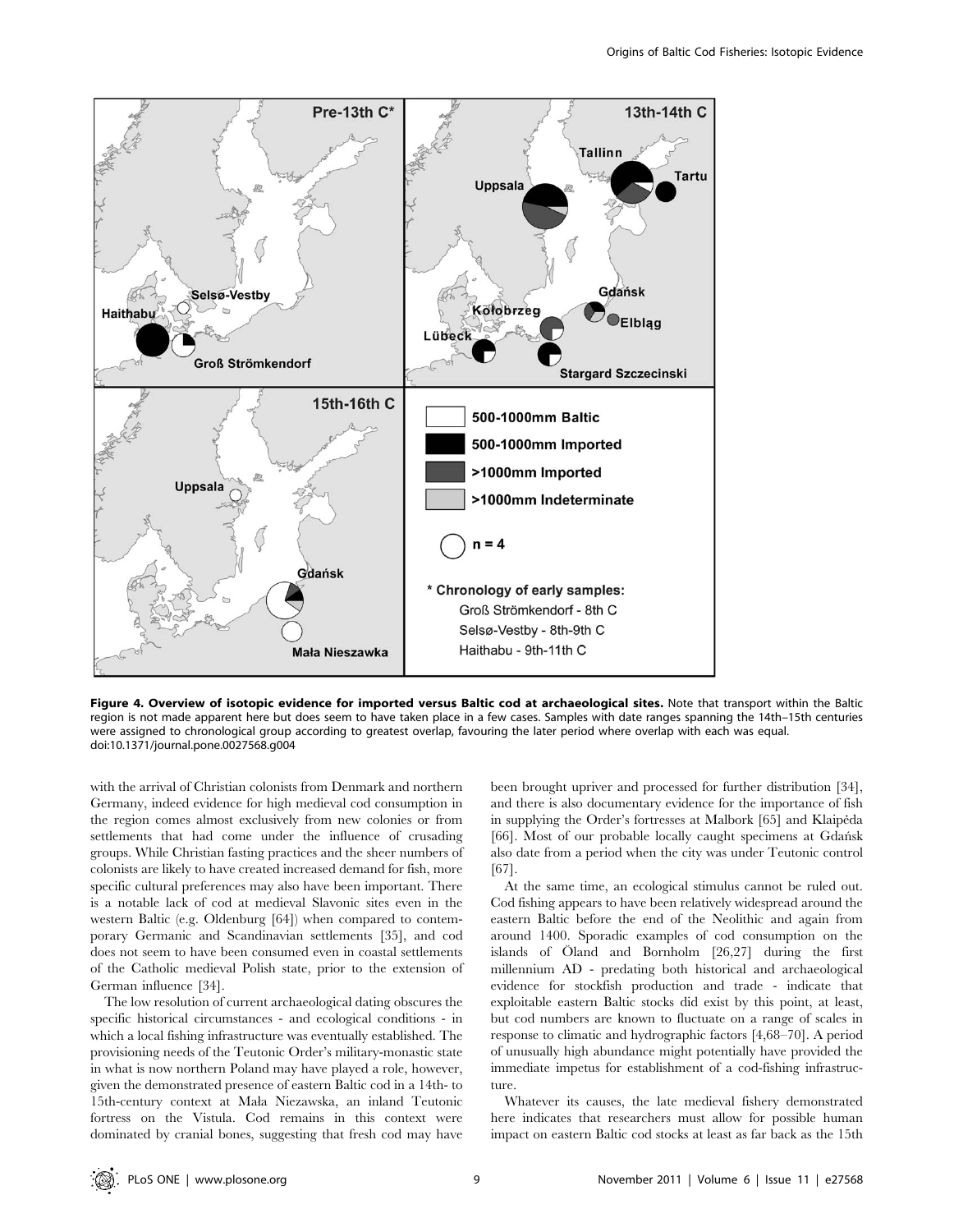**Figure 4. Overview of isotopic evidence for imported versus Baltic cod at archaeological sites.** Note that transport within the Baltic region is not made apparent here but does seem to have taken place in a few cases. Samples with date ranges spanning the 14th–15th centuries were assigned to chronological group according to greatest overlap, favouring the later period where overlap with each was equal.
doi:10.1371/journal.pone.0027568.g004

with the arrival of Christian colonists from Denmark and northern Germany, indeed evidence for high medieval cod consumption in the region comes almost exclusively from new colonies or from settlements that had come under the influence of crusading groups. While Christian fasting practices and the sheer numbers of colonists are likely to have created increased demand for fish, more specific cultural preferences may also have been important. There is a notable lack of cod at medieval Slavonic sites even in the western Baltic (e.g. Oldenburg [64]) when compared to contemporary Germanic and Scandinavian settlements [35], and cod does not seem to have been consumed even in coastal settlements of the Catholic medieval Polish state, prior to the extension of German influence [34].

The low resolution of current archaeological dating obscures the specific historical circumstances - and ecological conditions - in which a local fishing infrastructure was eventually established. The provisioning needs of the Teutonic Order's military-monastic state in what is now northern Poland may have played a role, however, given the demonstrated presence of eastern Baltic cod in a 14th- to 15th-century context at Mała Niezawska, an inland Teutonic fortress on the Vistula. Cod remains in this context were dominated by cranial bones, suggesting that fresh cod may have been brought upriver and processed for further distribution [34], and there is also documentary evidence for the importance of fish in supplying the Order's fortresses at Malbork [65] and Klaipėda [66]. Most of our probable locally caught specimens at Gdańsk also date from a period when the city was under Teutonic control [67].

At the same time, an ecological stimulus cannot be ruled out. Cod fishing appears to have been relatively widespread around the eastern Baltic before the end of the Neolithic and again from around 1400. Sporadic examples of cod consumption on the islands of Öland and Bornholm [26,27] during the first millennium AD - predating both historical and archaeological evidence for stockfish production and trade - indicate that exploitable eastern Baltic stocks did exist by this point, at least, but cod numbers are known to fluctuate on a range of scales in response to climatic and hydrographic factors [4,68–70]. A period of unusually high abundance might potentially have provided the immediate impetus for establishment of a cod-fishing infrastructure.

Whatever its causes, the late medieval fishery demonstrated here indicates that researchers must allow for possible human impact on eastern Baltic cod stocks at least as far back as the 15th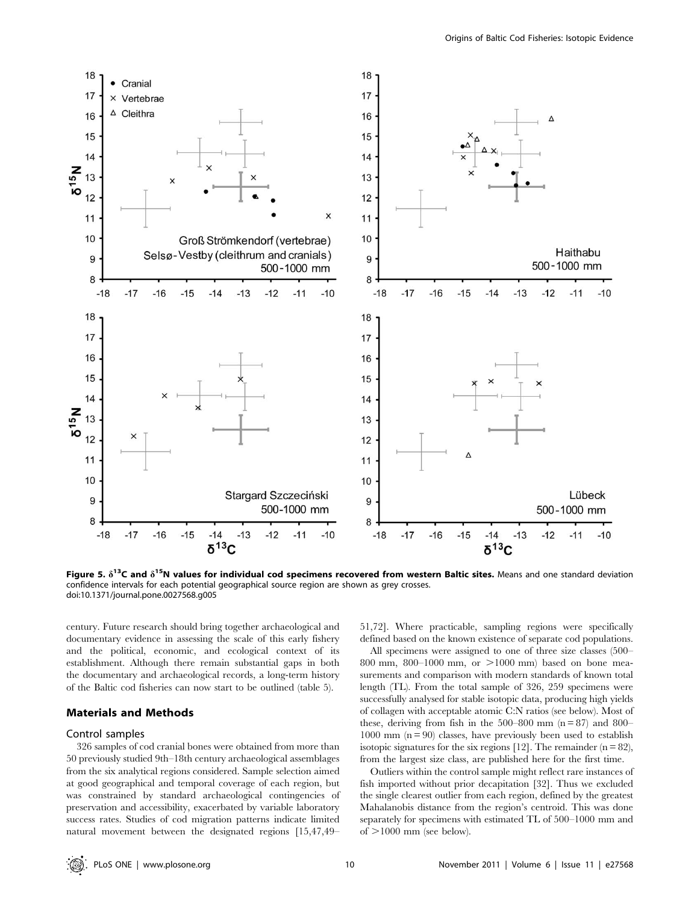**Figure 5. $\delta^{13}$C and $\delta^{15}$N values for individual cod specimens recovered from western Baltic sites.** Means and one standard deviation confidence intervals for each potential geographical source region are shown as grey crosses.
doi:10.1371/journal.pone.0027568.g005

century. Future research should bring together archaeological and documentary evidence in assessing the scale of this early fishery and the political, economic, and ecological context of its establishment. Although there remain substantial gaps in both the documentary and archaeological records, a long-term history of the Baltic cod fisheries can now start to be outlined (table 5).

## Materials and Methods

### Control samples

326 samples of cod cranial bones were obtained from more than 50 previously studied 9th–18th century archaeological assemblages from the six analytical regions considered. Sample selection aimed at good geographical and temporal coverage of each region, but was constrained by standard archaeological contingencies of preservation and accessibility, exacerbated by variable laboratory success rates. Studies of cod migration patterns indicate limited natural movement between the designated regions [15,47,49–51,72]. Where practicable, sampling regions were specifically defined based on the known existence of separate cod populations.

All specimens were assigned to one of three size classes (500–800 mm, 800–1000 mm, or >1000 mm) based on bone measurements and comparison with modern standards of known total length (TL). From the total sample of 326, 259 specimens were successfully analysed for stable isotopic data, producing high yields of collagen with acceptable atomic C:N ratios (see below). Most of these, deriving from fish in the 500–800 mm (n = 87) and 800–1000 mm (n = 90) classes, have previously been used to establish isotopic signatures for the six regions [12]. The remainder (n = 82), from the largest size class, are published here for the first time.

Outliers within the control sample might reflect rare instances of fish imported without prior decapitation [32]. Thus we excluded the single clearest outlier from each region, defined by the greatest Mahalanobis distance from the region's centroid. This was done separately for specimens with estimated TL of 500–1000 mm and of >1000 mm (see below).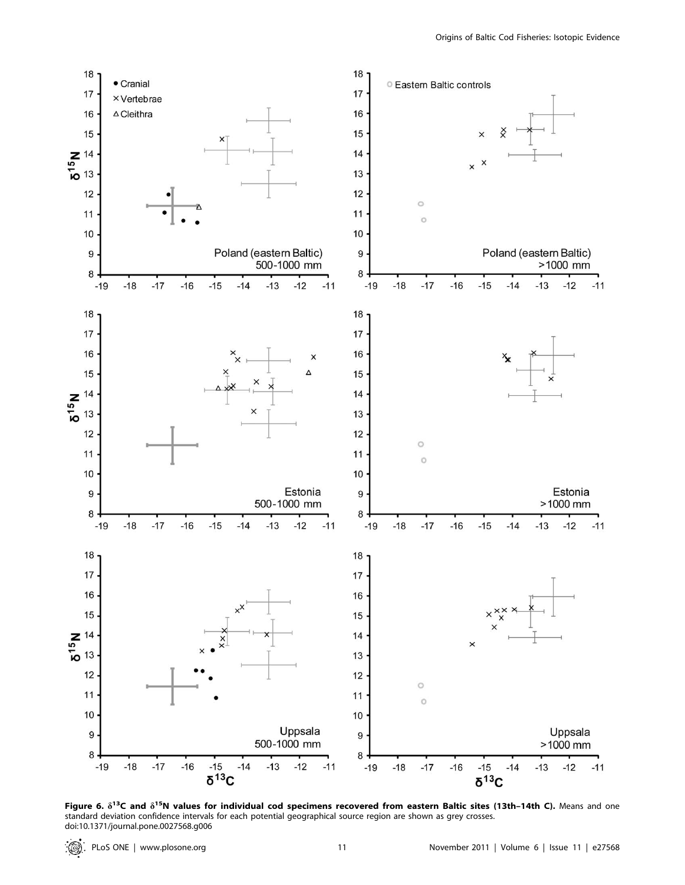**Figure 6. $\delta^{13}C$ and $\delta^{15}N$ values for individual cod specimens recovered from eastern Baltic sites (13th–14th C).** Means and one standard deviation confidence intervals for each potential geographical source region are shown as grey crosses.
doi:10.1371/journal.pone.0027568.g006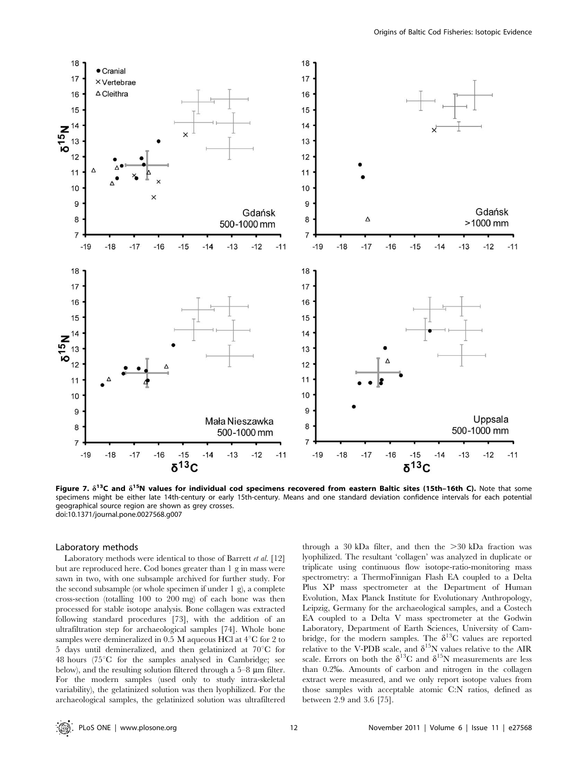**Figure 7. $\delta^{13}C$ and $\delta^{15}N$ values for individual cod specimens recovered from eastern Baltic sites (15th–16th C).** Note that some specimens might be either late 14th-century or early 15th-century. Means and one standard deviation confidence intervals for each potential geographical source region are shown as grey crosses.
doi:10.1371/journal.pone.0027568.g007

### Laboratory methods

Laboratory methods were identical to those of Barrett *et al.* [12] but are reproduced here. Cod bones greater than 1 g in mass were sawn in two, with one subsample archived for further study. For the second subsample (or whole specimen if under 1 g), a complete cross-section (totalling 100 to 200 mg) of each bone was then processed for stable isotope analysis. Bone collagen was extracted following standard procedures [73], with the addition of an ultrafiltration step for archaeological samples [74]. Whole bone samples were demineralized in 0.5 M aqueous HCl at 4°C for 2 to 5 days until demineralized, and then gelatinized at 70°C for 48 hours (75°C for the samples analysed in Cambridge; see below), and the resulting solution filtered through a 5–8 µm filter. For the modern samples (used only to study intra-skeletal variability), the gelatinized solution was then lyophilized. For the archaeological samples, the gelatinized solution was ultrafiltered through a 30 kDa filter, and then the >30 kDa fraction was lyophilized. The resultant 'collagen' was analyzed in duplicate or triplicate using continuous flow isotope-ratio-monitoring mass spectrometry: a ThermoFinnigan Flash EA coupled to a Delta Plus XP mass spectrometer at the Department of Human Evolution, Max Planck Institute for Evolutionary Anthropology, Leipzig, Germany for the archaeological samples, and a Costech EA coupled to a Delta V mass spectrometer at the Godwin Laboratory, Department of Earth Sciences, University of Cambridge, for the modern samples. The $\delta^{13}C$ values are reported relative to the V-PDB scale, and $\delta^{15}N$ values relative to the AIR scale. Errors on both the $\delta^{13}C$ and $\delta^{15}N$ measurements are less than 0.2‰. Amounts of carbon and nitrogen in the collagen extract were measured, and we only report isotope values from those samples with acceptable atomic C:N ratios, defined as between 2.9 and 3.6 [75].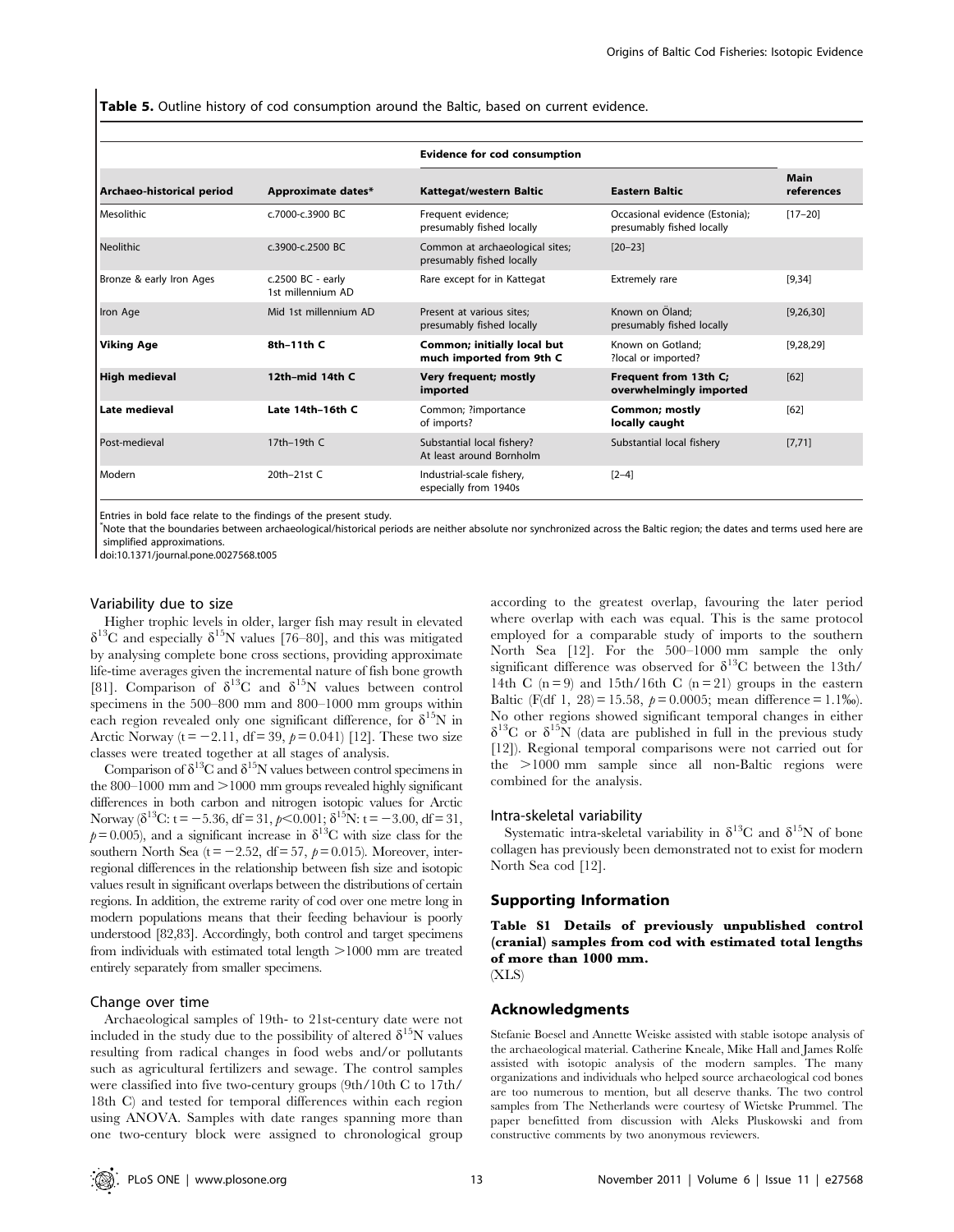**Table 5.** Outline history of cod consumption around the Baltic, based on current evidence.

| | | Evidence for cod consumption | | |
|---|---|---|---|---|
| Archaeo-historical period | Approximate dates* | Kattegat/western Baltic | Eastern Baltic | Main references |
| Mesolithic | c.7000-c.3900 BC | Frequent evidence; presumably fished locally | Occasional evidence (Estonia); presumably fished locally | [17–20] |
| Neolithic | c.3900-c.2500 BC | Common at archaeological sites; presumably fished locally | [20–23] | |
| Bronze & early Iron Ages | c.2500 BC - early 1st millennium AD | Rare except for in Kattegat | Extremely rare | [9,34] |
| Iron Age | Mid 1st millennium AD | Present at various sites; presumably fished locally | Known on Öland; presumably fished locally | [9,26,30] |
| **Viking Age** | **8th–11th C** | **Common; initially local but much imported from 9th C** | Known on Gotland; ?local or imported? | [9,28,29] |
| **High medieval** | **12th–mid 14th C** | **Very frequent; mostly imported** | **Frequent from 13th C; overwhelmingly imported** | [62] |
| **Late medieval** | **Late 14th–16th C** | Common; ?importance of imports? | **Common; mostly locally caught** | [62] |
| Post-medieval | 17th–19th C | Substantial local fishery? At least around Bornholm | Substantial local fishery | [7,71] |
| Modern | 20th–21st C | Industrial-scale fishery, especially from 1940s | [2–4] | |

Entries in bold face relate to the findings of the present study.

*Note that the boundaries between archaeological/historical periods are neither absolute nor synchronized across the Baltic region; the dates and terms used here are simplified approximations.

doi:10.1371/journal.pone.0027568.t005

### Variability due to size

Higher trophic levels in older, larger fish may result in elevated $\delta^{13}C$ and especially $\delta^{15}N$ values [76–80], and this was mitigated by analysing complete bone cross sections, providing approximate life-time averages given the incremental nature of fish bone growth [81]. Comparison of $\delta^{13}C$ and $\delta^{15}N$ values between control specimens in the 500–800 mm and 800–1000 mm groups within each region revealed only one significant difference, for $\delta^{15}N$ in Arctic Norway ($t = -2.11$, df = 39, $p = 0.041$) [12]. These two size classes were treated together at all stages of analysis.

Comparison of $\delta^{13}C$ and $\delta^{15}N$ values between control specimens in the 800–1000 mm and >1000 mm groups revealed highly significant differences in both carbon and nitrogen isotopic values for Arctic Norway ($\delta^{13}C$: $t = -5.36$, df = 31, $p<0.001$; $\delta^{15}N$: $t = -3.00$, df = 31, $p = 0.005$), and a significant increase in $\delta^{13}C$ with size class for the southern North Sea ($t = -2.52$, df = 57, $p = 0.015$). Moreover, inter-regional differences in the relationship between fish size and isotopic values result in significant overlaps between the distributions of certain regions. In addition, the extreme rarity of cod over one metre long in modern populations means that their feeding behaviour is poorly understood [82,83]. Accordingly, both control and target specimens from individuals with estimated total length >1000 mm are treated entirely separately from smaller specimens.

### Change over time

Archaeological samples of 19th- to 21st-century date were not included in the study due to the possibility of altered $\delta^{15}N$ values resulting from radical changes in food webs and/or pollutants such as agricultural fertilizers and sewage. The control samples were classified into five two-century groups (9th/10th C to 17th/18th C) and tested for temporal differences within each region using ANOVA. Samples with date ranges spanning more than one two-century block were assigned to chronological group according to the greatest overlap, favouring the later period where overlap with each was equal. This is the same protocol employed for a comparable study of imports to the southern North Sea [12]. For the 500–1000 mm sample the only significant difference was observed for $\delta^{13}C$ between the 13th/14th C ($n = 9$) and 15th/16th C ($n = 21$) groups in the eastern Baltic ($F(\text{df } 1, 28) = 15.58$, $p = 0.0005$; mean difference = 1.1‰). No other regions showed significant temporal changes in either $\delta^{13}C$ or $\delta^{15}N$ (data are published in full in the previous study [12]). Regional temporal comparisons were not carried out for the >1000 mm sample since all non-Baltic regions were combined for the analysis.

### Intra-skeletal variability

Systematic intra-skeletal variability in $\delta^{13}C$ and $\delta^{15}N$ of bone collagen has previously been demonstrated not to exist for modern North Sea cod [12].

## Supporting Information

**Table S1 Details of previously unpublished control (cranial) samples from cod with estimated total lengths of more than 1000 mm.**
(XLS)

## Acknowledgments

Stefanie Boesel and Annette Weiske assisted with stable isotope analysis of the archaeological material. Catherine Kneale, Mike Hall and James Rolfe assisted with isotopic analysis of the modern samples. The many organizations and individuals who helped source archaeological cod bones are too numerous to mention, but all deserve thanks. The two control samples from The Netherlands were courtesy of Wietske Prummel. The paper benefitted from discussion with Aleks Pluskowski and from constructive comments by two anonymous reviewers.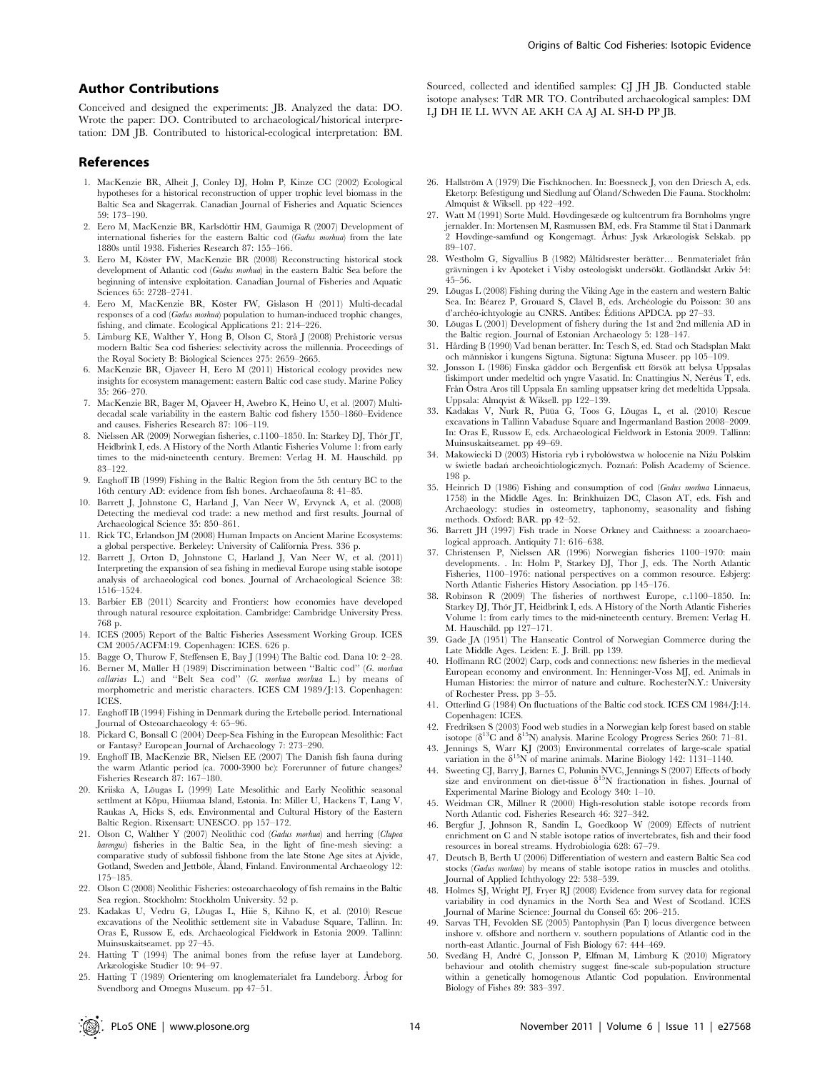## Author Contributions

Conceived and designed the experiments: JB. Analyzed the data: DO. Wrote the paper: DO. Contributed to archaeological/historical interpretation: DM JB. Contributed to historical-ecological interpretation: BM. Sourced, collected and identified samples: CJ JH JB. Conducted stable isotope analyses: TdR MR TO. Contributed archaeological samples: DM LJ DH IE LL WVN AE AKH CA AJ AL SH-D PP JB.

## References

1. MacKenzie BR, Alheit J, Conley DJ, Holm P, Kinze CC (2002) Ecological hypotheses for a historical reconstruction of upper trophic level biomass in the Baltic Sea and Skagerrak. Canadian Journal of Fisheries and Aquatic Sciences 59: 173–190.
2. Eero M, MacKenzie BR, Karlsdóttir HM, Gaumiga R (2007) Development of international fisheries for the eastern Baltic cod (*Gadus morhua*) from the late 1880s until 1938. Fisheries Research 87: 155–166.
3. Eero M, Köster FW, MacKenzie BR (2008) Reconstructing historical stock development of Atlantic cod (*Gadus morhua*) in the eastern Baltic Sea before the beginning of intensive exploitation. Canadian Journal of Fisheries and Aquatic Sciences 65: 2728–2741.
4. Eero M, MacKenzie BR, Köster FW, Gislason H (2011) Multi-decadal responses of a cod (*Gadus morhua*) population to human-induced trophic changes, fishing, and climate. Ecological Applications 21: 214–226.
5. Limburg KE, Walther Y, Hong B, Olson C, Storå J (2008) Prehistoric versus modern Baltic Sea cod fisheries: selectivity across the millennia. Proceedings of the Royal Society B: Biological Sciences 275: 2659–2665.
6. MacKenzie BR, Ojaveer H, Eero M (2011) Historical ecology provides new insights for ecosystem management: eastern Baltic cod case study. Marine Policy 35: 266–270.
7. MacKenzie BR, Bager M, Ojaveer H, Awebro K, Heino U, et al. (2007) Multi-decadal scale variability in the eastern Baltic cod fishery 1550–1860–Evidence and causes. Fisheries Research 87: 106–119.
8. Nielssen AR (2009) Norwegian fisheries, c.1100–1850. In: Starkey DJ, Thór JT, Heidbrink I, eds. A History of the North Atlantic Fisheries Volume 1: from early times to the mid-nineteenth century. Bremen: Verlag H. M. Hauschild. pp 83–122.
9. Enghoff IB (1999) Fishing in the Baltic Region from the 5th century BC to the 16th century AD: evidence from fish bones. Archaeofauna 8: 41–85.
10. Barrett J, Johnstone C, Harland J, Van Neer W, Ervynck A, et al. (2008) Detecting the medieval cod trade: a new method and first results. Journal of Archaeological Science 35: 850–861.
11. Rick TC, Erlandson JM (2008) Human Impacts on Ancient Marine Ecosystems: a global perspective. Berkeley: University of California Press. 336 p.
12. Barrett J, Orton D, Johnstone C, Harland J, Van Neer W, et al. (2011) Interpreting the expansion of sea fishing in medieval Europe using stable isotope analysis of archaeological cod bones. Journal of Archaeological Science 38: 1516–1524.
13. Barbier EB (2011) Scarcity and Frontiers: how economies have developed through natural resource exploitation. Cambridge: Cambridge University Press. 768 p.
14. ICES (2005) Report of the Baltic Fisheries Assessment Working Group. ICES CM 2005/ACFM:19. Copenhagen: ICES. 626 p.
15. Bagge O, Thurow F, Steffensen E, Bay J (1994) The Baltic cod. Dana 10: 2–28.
16. Berner M, Müller H (1989) Discrimination between "Baltic cod" (*G. morhua callarias* L.) and "Belt Sea cod" (*G. morhua morhua* L.) by means of morphometric and meristic characters. ICES CM 1989/J:13. Copenhagen: ICES.
17. Enghoff IB (1994) Fishing in Denmark during the Ertebølle period. International Journal of Osteoarchaeology 4: 65–96.
18. Pickard C, Bonsall C (2004) Deep-Sea Fishing in the European Mesolithic: Fact or Fantasy? European Journal of Archaeology 7: 273–290.
19. Enghoff IB, MacKenzie BR, Nielsen EE (2007) The Danish fish fauna during the warm Atlantic period (ca. 7000-3900 bc): Forerunner of future changes? Fisheries Research 87: 167–180.
20. Kriiska A, Lõugas L (1999) Late Mesolithic and Early Neolithic seasonal settlment at Kõpu, Hiiumaa Island, Estonia. In: Miller U, Hackens T, Lang V, Raukas A, Hicks S, eds. Environmental and Cultural History of the Eastern Baltic Region. Rixensart: UNESCO. pp 157–172.
21. Olson C, Walther Y (2007) Neolithic cod (*Gadus morhua*) and herring (*Clupea harengus*) fisheries in the Baltic Sea, in the light of fine-mesh sieving: a comparative study of subfossil fishbone from the late Stone Age sites at Ajvide, Gotland, Sweden and Jettböle, Åland, Finland. Environmental Archaeology 12: 175–185.
22. Olson C (2008) Neolithic Fisheries: osteoarchaeology of fish remains in the Baltic Sea region. Stockholm: Stockholm University. 52 p.
23. Kadakas U, Vedru G, Lõugas L, Hiie S, Kihno K, et al. (2010) Rescue excavations of the Neolithic settlement site in Vabaduse Square, Tallinn. In: Oras E, Russow E, eds. Archaeological Fieldwork in Estonia 2009. Tallinn: Muinsuskaitseamet. pp 27–45.
24. Hatting T (1994) The animal bones from the refuse layer at Lundeborg. Arkæologiske Studier 10: 94–97.
25. Hatting T (1989) Orientering om knoglematerialet fra Lundeborg. Årbog for Svendborg and Omegns Museum. pp 47–51.
26. Hallström A (1979) Die Fischknochen. In: Boessneck J, von den Driesch A, eds. Eketorp: Befestigung und Siedlung auf Öland/Schweden Die Fauna. Stockholm: Almquist & Wiksell. pp 422–492.
27. Watt M (1991) Sorte Muld. Høvdingesæde og kultcentrum fra Bornholms yngre jernalder. In: Mortensen M, Rasmussen BM, eds. Fra Stamme til Stat i Danmark 2 Høvdinge-samfund og Kongemagt. Århus: Jysk Arkæologisk Selskab. pp 89–107.
28. Westholm G, Sigvallius B (1982) Måltidsrester berätter… Benmaterialet från grävningen i kv Apoteket i Visby osteologiskt undersökt. Gotländskt Arkiv 54: 45–56.
29. Lõugas L (2008) Fishing during the Viking Age in the eastern and western Baltic Sea. In: Béarez P, Grouard S, Clavel B, eds. Archéologie du Poisson: 30 ans d'archéo-ichtyologie au CNRS. Antibes: Éditions APDCA. pp 27–33.
30. Lõugas L (2001) Development of fishery during the 1st and 2nd millenia AD in the Baltic region. Journal of Estonian Archaeology 5: 128–147.
31. Hårding B (1990) Vad benan berätter. In: Tesch S, ed. Stad och Stadsplan Makt och människor i kungens Sigtuna. Sigtuna: Sigtuna Museer. pp 105–109.
32. Jonsson L (1986) Finska gäddor och Bergenfisk ett försök att belysa Uppsalas fiskimport under medeltid och yngre Vasatid. In: Cnattingius N, Neréus T, eds. Från Östra Aros till Uppsala En samling uppsatser kring det medeltida Uppsala. Uppsala: Almqvist & Wiksell. pp 122–139.
33. Kadakas V, Nurk R, Püüa G, Toos G, Lõugas L, et al. (2010) Rescue excavations in Tallinn Vabaduse Square and Ingermanland Bastion 2008–2009. In: Oras E, Russow E, eds. Archaeological Fieldwork in Estonia 2009. Tallinn: Muinsuskaitseamet. pp 49–69.
34. Makowiecki D (2003) Historia ryb i rybołówstwa w holocenie na Niżu Polskim w świetle badań archeoichtiologicznych. Poznań: Polish Academy of Science. 198 p.
35. Heinrich D (1986) Fishing and consumption of cod (*Gadus morhua* Linnaeus, 1758) in the Middle Ages. In: Brinkhuizen DC, Clason AT, eds. Fish and Archaeology: studies in osteometry, taphonomy, seasonality and fishing methods. Oxford: BAR. pp 42–52.
36. Barrett JH (1997) Fish trade in Norse Orkney and Caithness: a zooarchaeological approach. Antiquity 71: 616–638.
37. Christensen P, Nielssen AR (1996) Norwegian fisheries 1100–1970: main developments. . In: Holm P, Starkey DJ, Thor J, eds. The North Atlantic Fisheries, 1100–1976: national perspectives on a common resource. Esbjerg: North Atlantic Fisheries History Association. pp 145–176.
38. Robinson R (2009) The fisheries of northwest Europe, c.1100–1850. In: Starkey DJ, Thór JT, Heidbrink I, eds. A History of the North Atlantic Fisheries Volume 1: from early times to the mid-nineteenth century. Bremen: Verlag H. M. Hauschild. pp 127–171.
39. Gade JA (1951) The Hanseatic Control of Norwegian Commerce during the Late Middle Ages. Leiden: E. J. Brill. pp 139.
40. Hoffmann RC (2002) Carp, cods and connections: new fisheries in the medieval European economy and environment. In: Henninger-Voss MJ, ed. Animals in Human Histories: the mirror of nature and culture. RochesterN.Y.: University of Rochester Press. pp 3–55.
41. Otterlind G (1984) On fluctuations of the Baltic cod stock. ICES CM 1984/J:14. Copenhagen: ICES.
42. Fredriksen S (2003) Food web studies in a Norwegian kelp forest based on stable isotope ($\delta^{13}$C and $\delta^{15}$N) analysis. Marine Ecology Progress Series 260: 71–81.
43. Jennings S, Warr KJ (2003) Environmental correlates of large-scale spatial variation in the $\delta^{15}$N of marine animals. Marine Biology 142: 1131–1140.
44. Sweeting CJ, Barry J, Barnes C, Polunin NVC, Jennings S (2007) Effects of body size and environment on diet-tissue $\delta^{15}$N fractionation in fishes. Journal of Experimental Marine Biology and Ecology 340: 1–10.
45. Weidman CR, Millner R (2000) High-resolution stable isotope records from North Atlantic cod. Fisheries Research 46: 327–342.
46. Bergfur J, Johnson R, Sandin L, Goedkoop W (2009) Effects of nutrient enrichment on C and N stable isotope ratios of invertebrates, fish and their food resources in boreal streams. Hydrobiologia 628: 67–79.
47. Deutsch B, Berth U (2006) Differentiation of western and eastern Baltic Sea cod stocks (*Gadus morhua*) by means of stable isotope ratios in muscles and otoliths. Journal of Applied Ichthyology 22: 538–539.
48. Holmes SJ, Wright PJ, Fryer RJ (2008) Evidence from survey data for regional variability in cod dynamics in the North Sea and West of Scotland. ICES Journal of Marine Science: Journal du Conseil 65: 206–215.
49. Sarvas TH, Fevolden SE (2005) Pantophysin (Pan I) locus divergence between inshore v. offshore and northern v. southern populations of Atlantic cod in the north-east Atlantic. Journal of Fish Biology 67: 444–469.
50. Svedäng H, André C, Jonsson P, Elfman M, Limburg K (2010) Migratory behaviour and otolith chemistry suggest fine-scale sub-population structure within a genetically homogenous Atlantic Cod population. Environmental Biology of Fishes 89: 383–397.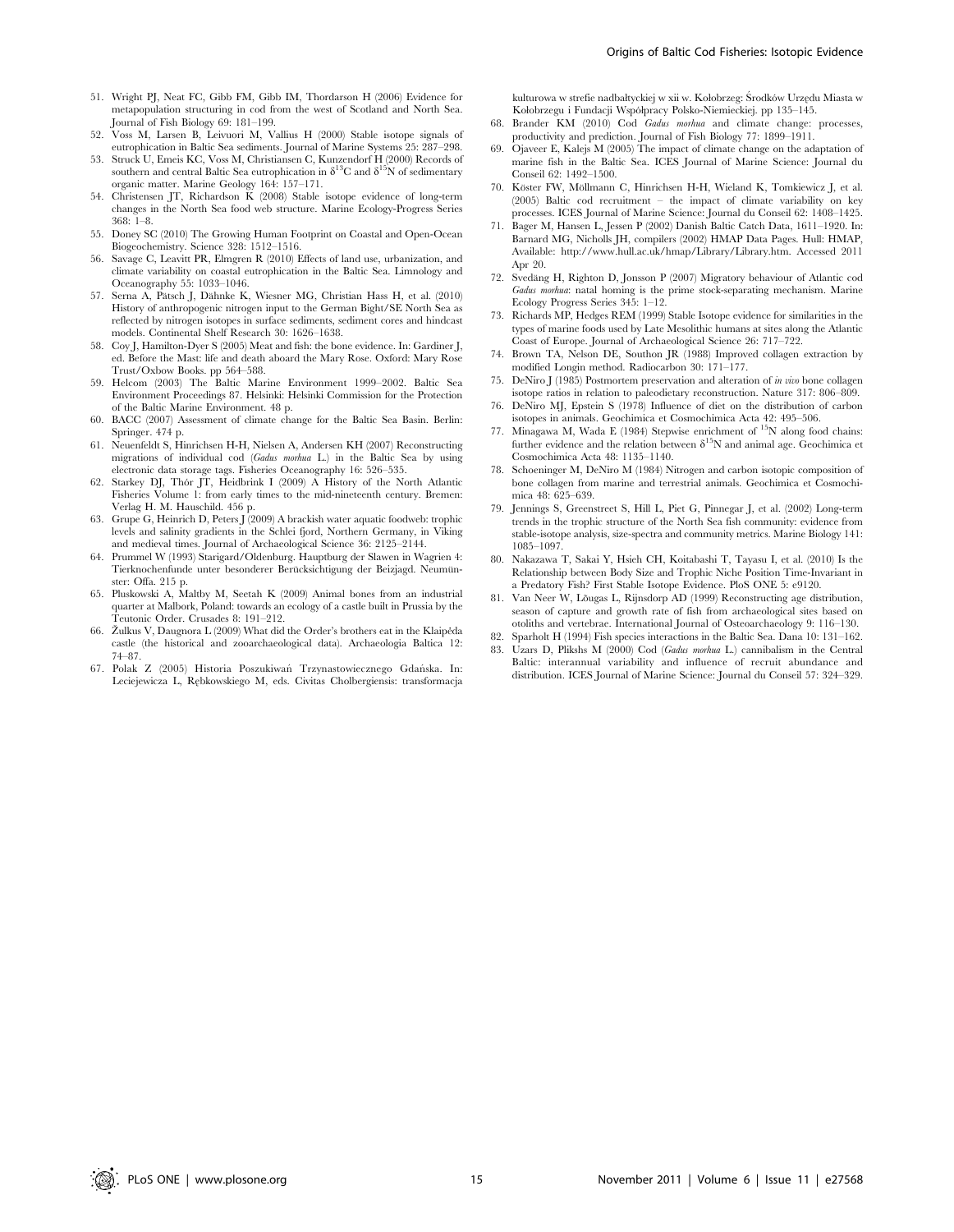51. Wright PJ, Neat FC, Gibb FM, Gibb IM, Thordarson H (2006) Evidence for metapopulation structuring in cod from the west of Scotland and North Sea. Journal of Fish Biology 69: 181–199.
52. Voss M, Larsen B, Leivuori M, Vallius H (2000) Stable isotope signals of eutrophication in Baltic Sea sediments. Journal of Marine Systems 25: 287–298.
53. Struck U, Emeis KC, Voss M, Christiansen C, Kunzendorf H (2000) Records of southern and central Baltic Sea eutrophication in $\delta^{13}$C and $\delta^{15}$N of sedimentary organic matter. Marine Geology 164: 157–171.
54. Christensen JT, Richardson K (2008) Stable isotope evidence of long-term changes in the North Sea food web structure. Marine Ecology-Progress Series 368: 1–8.
55. Doney SC (2010) The Growing Human Footprint on Coastal and Open-Ocean Biogeochemistry. Science 328: 1512–1516.
56. Savage C, Leavitt PR, Elmgren R (2010) Effects of land use, urbanization, and climate variability on coastal eutrophication in the Baltic Sea. Limnology and Oceanography 55: 1033–1046.
57. Serna A, Pätsch J, Dähnke K, Wiesner MG, Christian Hass H, et al. (2010) History of anthropogenic nitrogen input to the German Bight/SE North Sea as reflected by nitrogen isotopes in surface sediments, sediment cores and hindcast models. Continental Shelf Research 30: 1626–1638.
58. Coy J, Hamilton-Dyer S (2005) Meat and fish: the bone evidence. In: Gardiner J, ed. Before the Mast: life and death aboard the Mary Rose. Oxford: Mary Rose Trust/Oxbow Books. pp 564–588.
59. Helcom (2003) The Baltic Marine Environment 1999–2002. Baltic Sea Environment Proceedings 87. Helsinki: Helsinki Commission for the Protection of the Baltic Marine Environment. 48 p.
60. BACC (2007) Assessment of climate change for the Baltic Sea Basin. Berlin: Springer. 474 p.
61. Neuenfeldt S, Hinrichsen H-H, Nielsen A, Andersen KH (2007) Reconstructing migrations of individual cod (*Gadus morhua* L.) in the Baltic Sea by using electronic data storage tags. Fisheries Oceanography 16: 526–535.
62. Starkey DJ, Thór JT, Heidbrink I (2009) A History of the North Atlantic Fisheries Volume 1: from early times to the mid-nineteenth century. Bremen: Verlag H. M. Hauschild. 456 p.
63. Grupe G, Heinrich D, Peters J (2009) A brackish water aquatic foodweb: trophic levels and salinity gradients in the Schlei fjord, Northern Germany, in Viking and medieval times. Journal of Archaeological Science 36: 2125–2144.
64. Prummel W (1993) Starigard/Oldenburg. Hauptburg der Slawen in Wagrien 4: Tierknochenfunde unter besonderer Berücksichtigung der Beizjagd. Neumünster: Offa. 215 p.
65. Pluskowski A, Maltby M, Seetah K (2009) Animal bones from an industrial quarter at Malbork, Poland: towards an ecology of a castle built in Prussia by the Teutonic Order. Crusades 8: 191–212.
66. Žulkus V, Daugnora L (2009) What did the Order's brothers eat in the Klaipėda castle (the historical and zooarchaeological data). Archaeologia Baltica 12: 74–87.
67. Polak Z (2005) Historia Poszukiwań Trzynastowiecznego Gdańska. In: Leciejewicza L, Rębkowskiego M, eds. Civitas Cholbergiensis: transformacja kulturowa w strefie nadbałtyckiej w xii w. Kołobrzeg: Środków Urzędu Miasta w Kołobrzegu i Fundacji Współpracy Polsko-Niemieckiej. pp 135–145.
68. Brander KM (2010) Cod *Gadus morhua* and climate change: processes, productivity and prediction. Journal of Fish Biology 77: 1899–1911.
69. Ojaveer E, Kalejs M (2005) The impact of climate change on the adaptation of marine fish in the Baltic Sea. ICES Journal of Marine Science: Journal du Conseil 62: 1492–1500.
70. Köster FW, Möllmann C, Hinrichsen H-H, Wieland K, Tomkiewicz J, et al. (2005) Baltic cod recruitment – the impact of climate variability on key processes. ICES Journal of Marine Science: Journal du Conseil 62: 1408–1425.
71. Bager M, Hansen L, Jessen P (2002) Danish Baltic Catch Data, 1611–1920. In: Barnard MG, Nicholls JH, compilers (2002) HMAP Data Pages. Hull: HMAP, Available: http://www.hull.ac.uk/hmap/Library/Library.htm. Accessed 2011 Apr 20.
72. Svedäng H, Righton D, Jonsson P (2007) Migratory behaviour of Atlantic cod *Gadus morhua*: natal homing is the prime stock-separating mechanism. Marine Ecology Progress Series 345: 1–12.
73. Richards MP, Hedges REM (1999) Stable Isotope evidence for similarities in the types of marine foods used by Late Mesolithic humans at sites along the Atlantic Coast of Europe. Journal of Archaeological Science 26: 717–722.
74. Brown TA, Nelson DE, Southon JR (1988) Improved collagen extraction by modified Longin method. Radiocarbon 30: 171–177.
75. DeNiro J (1985) Postmortem preservation and alteration of *in vivo* bone collagen isotope ratios in relation to paleodietary reconstruction. Nature 317: 806–809.
76. DeNiro MJ, Epstein S (1978) Influence of diet on the distribution of carbon isotopes in animals. Geochimica et Cosmochimica Acta 42: 495–506.
77. Minagawa M, Wada E (1984) Stepwise enrichment of $^{15}$N along food chains: further evidence and the relation between $\delta^{15}$N and animal age. Geochimica et Cosmochimica Acta 48: 1135–1140.
78. Schoeninger M, DeNiro M (1984) Nitrogen and carbon isotopic composition of bone collagen from marine and terrestrial animals. Geochimica et Cosmochimica 48: 625–639.
79. Jennings S, Greenstreet S, Hill L, Piet G, Pinnegar J, et al. (2002) Long-term trends in the trophic structure of the North Sea fish community: evidence from stable-isotope analysis, size-spectra and community metrics. Marine Biology 141: 1085–1097.
80. Nakazawa T, Sakai Y, Hsieh CH, Koitabashi T, Tayasu I, et al. (2010) Is the Relationship between Body Size and Trophic Niche Position Time-Invariant in a Predatory Fish? First Stable Isotope Evidence. PloS ONE 5: e9120.
81. Van Neer W, Lõugas L, Rijnsdorp AD (1999) Reconstructing age distribution, season of capture and growth rate of fish from archaeological sites based on otoliths and vertebrae. International Journal of Osteoarchaeology 9: 116–130.
82. Sparholt H (1994) Fish species interactions in the Baltic Sea. Dana 10: 131–162.
83. Uzars D, Plikshs M (2000) Cod (*Gadus morhua* L.) cannibalism in the Central Baltic: interannual variability and influence of recruit abundance and distribution. ICES Journal of Marine Science: Journal du Conseil 57: 324–329.